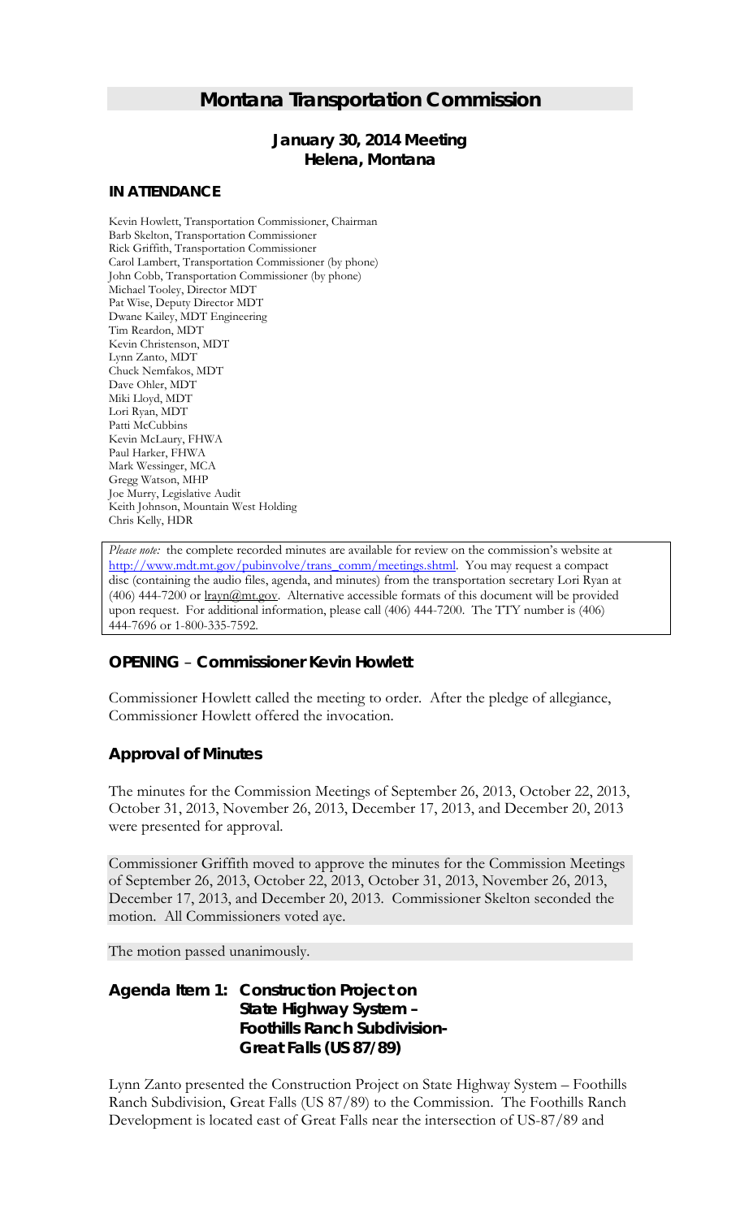# Montana Transportation Commission

### January 30, 2014 Meeting
### Helena, Montana

#### IN ATTENDANCE

Kevin Howlett, Transportation Commissioner, Chairman
Barb Skelton, Transportation Commissioner
Rick Griffith, Transportation Commissioner
Carol Lambert, Transportation Commissioner (by phone)
John Cobb, Transportation Commissioner (by phone)
Michael Tooley, Director MDT
Pat Wise, Deputy Director MDT
Dwane Kailey, MDT Engineering
Tim Reardon, MDT
Kevin Christenson, MDT
Lynn Zanto, MDT
Chuck Nemfakos, MDT
Dave Ohler, MDT
Miki Lloyd, MDT
Lori Ryan, MDT
Patti McCubbins
Kevin McLaury, FHWA
Paul Harker, FHWA
Mark Wessinger, MCA
Gregg Watson, MHP
Joe Murry, Legislative Audit
Keith Johnson, Mountain West Holding
Chris Kelly, HDR

> *Please note:* the complete recorded minutes are available for review on the commission's website at http://www.mdt.mt.gov/pubinvolve/trans_comm/meetings.shtml. You may request a compact disc (containing the audio files, agenda, and minutes) from the transportation secretary Lori Ryan at (406) 444-7200 or lrayn@mt.gov. Alternative accessible formats of this document will be provided upon request. For additional information, please call (406) 444-7200. The TTY number is (406) 444-7696 or 1-800-335-7592.

## OPENING – Commissioner Kevin Howlett

Commissioner Howlett called the meeting to order. After the pledge of allegiance, Commissioner Howlett offered the invocation.

## Approval of Minutes

The minutes for the Commission Meetings of September 26, 2013, October 22, 2013, October 31, 2013, November 26, 2013, December 17, 2013, and December 20, 2013 were presented for approval.

Commissioner Griffith moved to approve the minutes for the Commission Meetings of September 26, 2013, October 22, 2013, October 31, 2013, November 26, 2013, December 17, 2013, and December 20, 2013. Commissioner Skelton seconded the motion. All Commissioners voted aye.

The motion passed unanimously.

## Agenda Item 1: Construction Project on State Highway System – Foothills Ranch Subdivision-Great Falls (US 87/89)

Lynn Zanto presented the Construction Project on State Highway System – Foothills Ranch Subdivision, Great Falls (US 87/89) to the Commission. The Foothills Ranch Development is located east of Great Falls near the intersection of US-87/89 and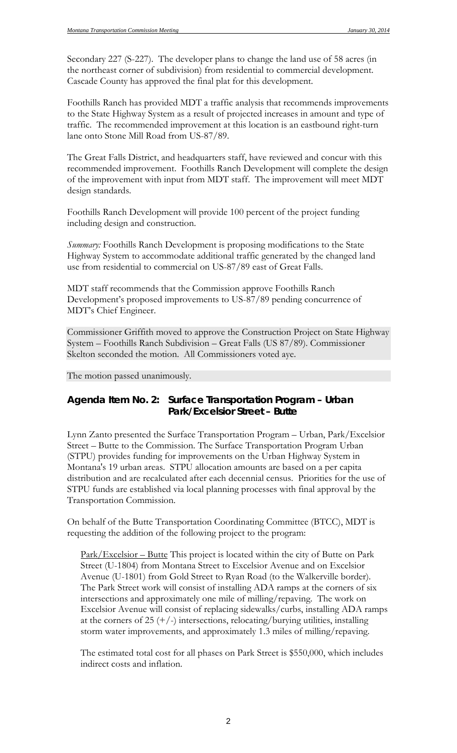Secondary 227 (S-227). The developer plans to change the land use of 58 acres (in the northeast corner of subdivision) from residential to commercial development. Cascade County has approved the final plat for this development.

Foothills Ranch has provided MDT a traffic analysis that recommends improvements to the State Highway System as a result of projected increases in amount and type of traffic. The recommended improvement at this location is an eastbound right-turn lane onto Stone Mill Road from US-87/89.

The Great Falls District, and headquarters staff, have reviewed and concur with this recommended improvement. Foothills Ranch Development will complete the design of the improvement with input from MDT staff. The improvement will meet MDT design standards.

Foothills Ranch Development will provide 100 percent of the project funding including design and construction.

*Summary:* Foothills Ranch Development is proposing modifications to the State Highway System to accommodate additional traffic generated by the changed land use from residential to commercial on US-87/89 east of Great Falls.

MDT staff recommends that the Commission approve Foothills Ranch Development's proposed improvements to US-87/89 pending concurrence of MDT's Chief Engineer.

Commissioner Griffith moved to approve the Construction Project on State Highway System – Foothills Ranch Subdivision – Great Falls (US 87/89). Commissioner Skelton seconded the motion. All Commissioners voted aye.

The motion passed unanimously.

## Agenda Item No. 2: Surface Transportation Program – Urban Park/Excelsior Street – Butte

Lynn Zanto presented the Surface Transportation Program – Urban, Park/Excelsior Street – Butte to the Commission. The Surface Transportation Program Urban (STPU) provides funding for improvements on the Urban Highway System in Montana's 19 urban areas. STPU allocation amounts are based on a per capita distribution and are recalculated after each decennial census. Priorities for the use of STPU funds are established via local planning processes with final approval by the Transportation Commission.

On behalf of the Butte Transportation Coordinating Committee (BTCC), MDT is requesting the addition of the following project to the program:

Park/Excelsior – Butte This project is located within the city of Butte on Park Street (U-1804) from Montana Street to Excelsior Avenue and on Excelsior Avenue (U-1801) from Gold Street to Ryan Road (to the Walkerville border). The Park Street work will consist of installing ADA ramps at the corners of six intersections and approximately one mile of milling/repaving. The work on Excelsior Avenue will consist of replacing sidewalks/curbs, installing ADA ramps at the corners of 25 (+/-) intersections, relocating/burying utilities, installing storm water improvements, and approximately 1.3 miles of milling/repaving.

The estimated total cost for all phases on Park Street is $550,000, which includes indirect costs and inflation.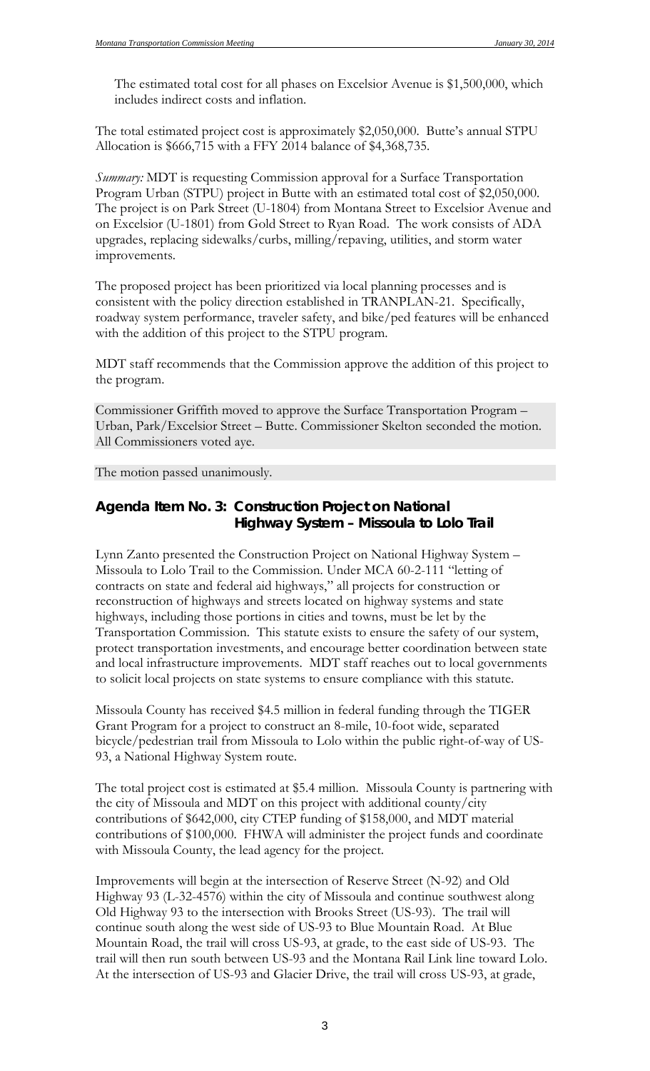The estimated total cost for all phases on Excelsior Avenue is $1,500,000, which includes indirect costs and inflation.

The total estimated project cost is approximately $2,050,000. Butte's annual STPU Allocation is $666,715 with a FFY 2014 balance of $4,368,735.

*Summary:* MDT is requesting Commission approval for a Surface Transportation Program Urban (STPU) project in Butte with an estimated total cost of $2,050,000. The project is on Park Street (U-1804) from Montana Street to Excelsior Avenue and on Excelsior (U-1801) from Gold Street to Ryan Road. The work consists of ADA upgrades, replacing sidewalks/curbs, milling/repaving, utilities, and storm water improvements.

The proposed project has been prioritized via local planning processes and is consistent with the policy direction established in TRANPLAN-21. Specifically, roadway system performance, traveler safety, and bike/ped features will be enhanced with the addition of this project to the STPU program.

MDT staff recommends that the Commission approve the addition of this project to the program.

Commissioner Griffith moved to approve the Surface Transportation Program – Urban, Park/Excelsior Street – Butte. Commissioner Skelton seconded the motion. All Commissioners voted aye.

The motion passed unanimously.

## Agenda Item No. 3: Construction Project on National Highway System – Missoula to Lolo Trail

Lynn Zanto presented the Construction Project on National Highway System – Missoula to Lolo Trail to the Commission. Under MCA 60-2-111 "letting of contracts on state and federal aid highways," all projects for construction or reconstruction of highways and streets located on highway systems and state highways, including those portions in cities and towns, must be let by the Transportation Commission. This statute exists to ensure the safety of our system, protect transportation investments, and encourage better coordination between state and local infrastructure improvements. MDT staff reaches out to local governments to solicit local projects on state systems to ensure compliance with this statute.

Missoula County has received $4.5 million in federal funding through the TIGER Grant Program for a project to construct an 8-mile, 10-foot wide, separated bicycle/pedestrian trail from Missoula to Lolo within the public right-of-way of US-93, a National Highway System route.

The total project cost is estimated at $5.4 million. Missoula County is partnering with the city of Missoula and MDT on this project with additional county/city contributions of $642,000, city CTEP funding of $158,000, and MDT material contributions of $100,000. FHWA will administer the project funds and coordinate with Missoula County, the lead agency for the project.

Improvements will begin at the intersection of Reserve Street (N-92) and Old Highway 93 (L-32-4576) within the city of Missoula and continue southwest along Old Highway 93 to the intersection with Brooks Street (US-93). The trail will continue south along the west side of US-93 to Blue Mountain Road. At Blue Mountain Road, the trail will cross US-93, at grade, to the east side of US-93. The trail will then run south between US-93 and the Montana Rail Link line toward Lolo. At the intersection of US-93 and Glacier Drive, the trail will cross US-93, at grade,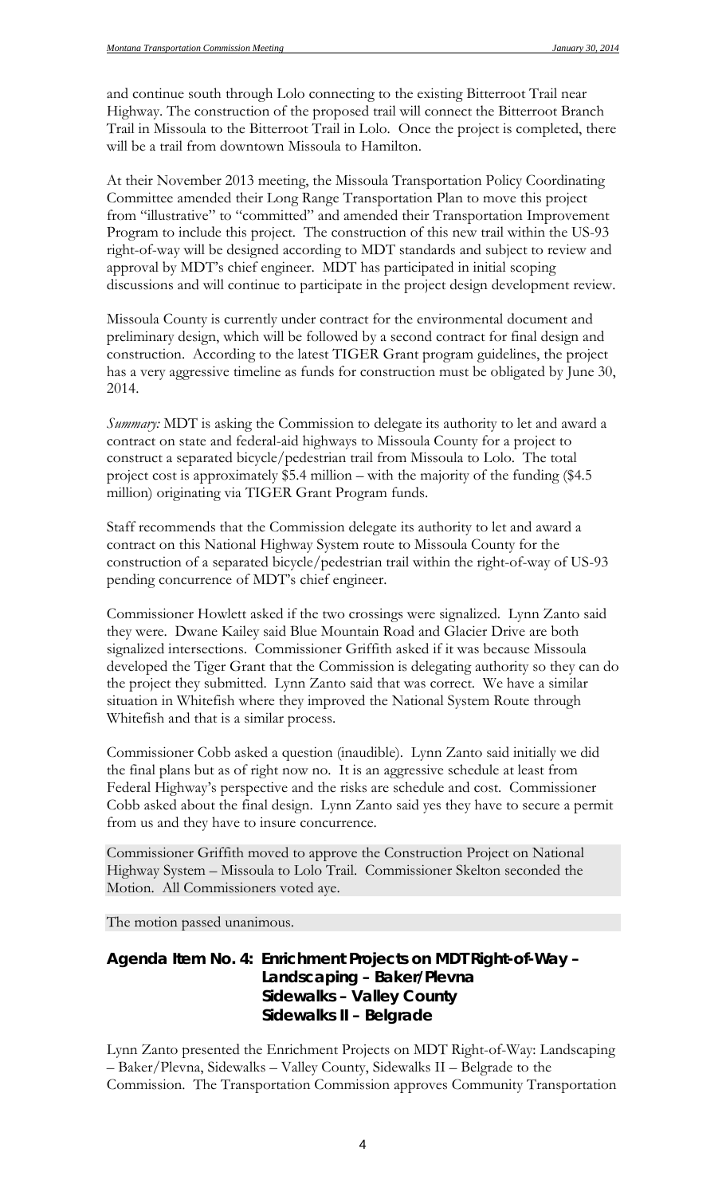and continue south through Lolo connecting to the existing Bitterroot Trail near Highway. The construction of the proposed trail will connect the Bitterroot Branch Trail in Missoula to the Bitterroot Trail in Lolo. Once the project is completed, there will be a trail from downtown Missoula to Hamilton.

At their November 2013 meeting, the Missoula Transportation Policy Coordinating Committee amended their Long Range Transportation Plan to move this project from "illustrative" to "committed" and amended their Transportation Improvement Program to include this project. The construction of this new trail within the US-93 right-of-way will be designed according to MDT standards and subject to review and approval by MDT's chief engineer. MDT has participated in initial scoping discussions and will continue to participate in the project design development review.

Missoula County is currently under contract for the environmental document and preliminary design, which will be followed by a second contract for final design and construction. According to the latest TIGER Grant program guidelines, the project has a very aggressive timeline as funds for construction must be obligated by June 30, 2014.

*Summary:* MDT is asking the Commission to delegate its authority to let and award a contract on state and federal-aid highways to Missoula County for a project to construct a separated bicycle/pedestrian trail from Missoula to Lolo. The total project cost is approximately $5.4 million – with the majority of the funding ($4.5 million) originating via TIGER Grant Program funds.

Staff recommends that the Commission delegate its authority to let and award a contract on this National Highway System route to Missoula County for the construction of a separated bicycle/pedestrian trail within the right-of-way of US-93 pending concurrence of MDT's chief engineer.

Commissioner Howlett asked if the two crossings were signalized. Lynn Zanto said they were. Dwane Kailey said Blue Mountain Road and Glacier Drive are both signalized intersections. Commissioner Griffith asked if it was because Missoula developed the Tiger Grant that the Commission is delegating authority so they can do the project they submitted. Lynn Zanto said that was correct. We have a similar situation in Whitefish where they improved the National System Route through Whitefish and that is a similar process.

Commissioner Cobb asked a question (inaudible). Lynn Zanto said initially we did the final plans but as of right now no. It is an aggressive schedule at least from Federal Highway's perspective and the risks are schedule and cost. Commissioner Cobb asked about the final design. Lynn Zanto said yes they have to secure a permit from us and they have to insure concurrence.

Commissioner Griffith moved to approve the Construction Project on National Highway System – Missoula to Lolo Trail. Commissioner Skelton seconded the Motion. All Commissioners voted aye.

The motion passed unanimous.

## Agenda Item No. 4: Enrichment Projects on MDT Right-of-Way – Landscaping – Baker/Plevna Sidewalks – Valley County Sidewalks II – Belgrade

Lynn Zanto presented the Enrichment Projects on MDT Right-of-Way: Landscaping – Baker/Plevna, Sidewalks – Valley County, Sidewalks II – Belgrade to the Commission. The Transportation Commission approves Community Transportation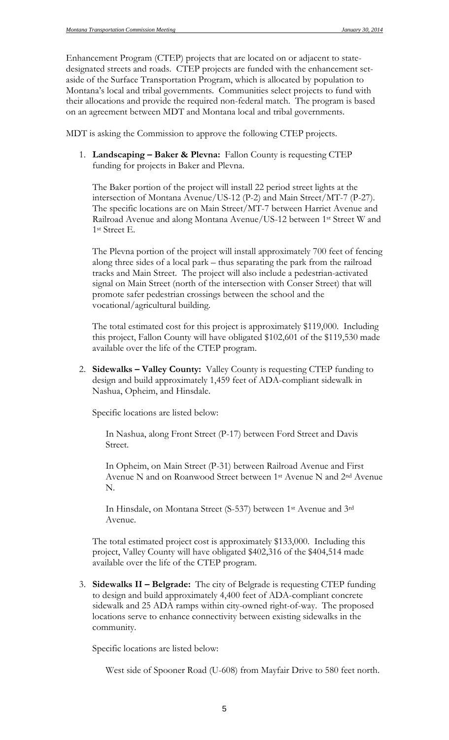Enhancement Program (CTEP) projects that are located on or adjacent to state-designated streets and roads. CTEP projects are funded with the enhancement set-aside of the Surface Transportation Program, which is allocated by population to Montana's local and tribal governments. Communities select projects to fund with their allocations and provide the required non-federal match. The program is based on an agreement between MDT and Montana local and tribal governments.

MDT is asking the Commission to approve the following CTEP projects.

1. **Landscaping – Baker & Plevna:** Fallon County is requesting CTEP funding for projects in Baker and Plevna.

   The Baker portion of the project will install 22 period street lights at the intersection of Montana Avenue/US-12 (P-2) and Main Street/MT-7 (P-27). The specific locations are on Main Street/MT-7 between Harriet Avenue and Railroad Avenue and along Montana Avenue/US-12 between 1st Street W and 1st Street E.

   The Plevna portion of the project will install approximately 700 feet of fencing along three sides of a local park – thus separating the park from the railroad tracks and Main Street. The project will also include a pedestrian-activated signal on Main Street (north of the intersection with Conser Street) that will promote safer pedestrian crossings between the school and the vocational/agricultural building.

   The total estimated cost for this project is approximately $119,000. Including this project, Fallon County will have obligated $102,601 of the $119,530 made available over the life of the CTEP program.

2. **Sidewalks – Valley County:** Valley County is requesting CTEP funding to design and build approximately 1,459 feet of ADA-compliant sidewalk in Nashua, Opheim, and Hinsdale.

   Specific locations are listed below:

   In Nashua, along Front Street (P-17) between Ford Street and Davis Street.

   In Opheim, on Main Street (P-31) between Railroad Avenue and First Avenue N and on Roanwood Street between 1st Avenue N and 2nd Avenue N.

   In Hinsdale, on Montana Street (S-537) between 1st Avenue and 3rd Avenue.

   The total estimated project cost is approximately $133,000. Including this project, Valley County will have obligated $402,316 of the $404,514 made available over the life of the CTEP program.

3. **Sidewalks II – Belgrade:** The city of Belgrade is requesting CTEP funding to design and build approximately 4,400 feet of ADA-compliant concrete sidewalk and 25 ADA ramps within city-owned right-of-way. The proposed locations serve to enhance connectivity between existing sidewalks in the community.

   Specific locations are listed below:

   West side of Spooner Road (U-608) from Mayfair Drive to 580 feet north.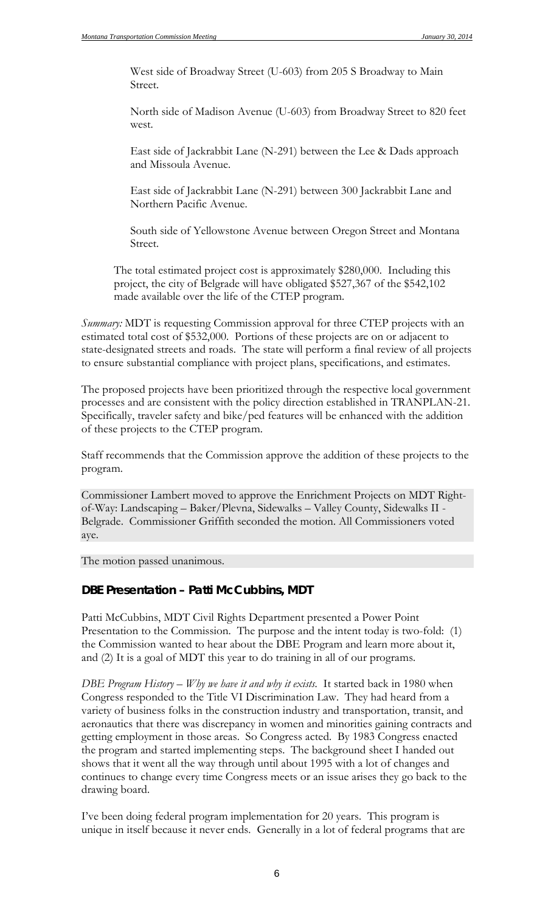West side of Broadway Street (U-603) from 205 S Broadway to Main Street.

North side of Madison Avenue (U-603) from Broadway Street to 820 feet west.

East side of Jackrabbit Lane (N-291) between the Lee & Dads approach and Missoula Avenue.

East side of Jackrabbit Lane (N-291) between 300 Jackrabbit Lane and Northern Pacific Avenue.

South side of Yellowstone Avenue between Oregon Street and Montana Street.

The total estimated project cost is approximately $280,000. Including this project, the city of Belgrade will have obligated $527,367 of the $542,102 made available over the life of the CTEP program.

*Summary:* MDT is requesting Commission approval for three CTEP projects with an estimated total cost of $532,000. Portions of these projects are on or adjacent to state-designated streets and roads. The state will perform a final review of all projects to ensure substantial compliance with project plans, specifications, and estimates.

The proposed projects have been prioritized through the respective local government processes and are consistent with the policy direction established in TRANPLAN-21. Specifically, traveler safety and bike/ped features will be enhanced with the addition of these projects to the CTEP program.

Staff recommends that the Commission approve the addition of these projects to the program.

Commissioner Lambert moved to approve the Enrichment Projects on MDT Right-of-Way: Landscaping – Baker/Plevna, Sidewalks – Valley County, Sidewalks II - Belgrade. Commissioner Griffith seconded the motion. All Commissioners voted aye.

The motion passed unanimous.

## DBE Presentation – Patti McCubbins, MDT

Patti McCubbins, MDT Civil Rights Department presented a Power Point Presentation to the Commission. The purpose and the intent today is two-fold: (1) the Commission wanted to hear about the DBE Program and learn more about it, and (2) It is a goal of MDT this year to do training in all of our programs.

*DBE Program History – Why we have it and why it exists.* It started back in 1980 when Congress responded to the Title VI Discrimination Law. They had heard from a variety of business folks in the construction industry and transportation, transit, and aeronautics that there was discrepancy in women and minorities gaining contracts and getting employment in those areas. So Congress acted. By 1983 Congress enacted the program and started implementing steps. The background sheet I handed out shows that it went all the way through until about 1995 with a lot of changes and continues to change every time Congress meets or an issue arises they go back to the drawing board.

I've been doing federal program implementation for 20 years. This program is unique in itself because it never ends. Generally in a lot of federal programs that are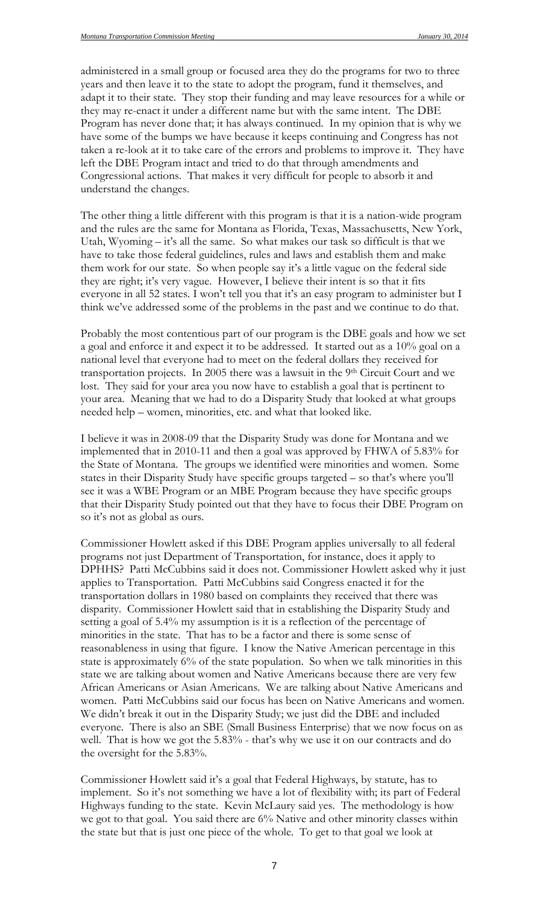administered in a small group or focused area they do the programs for two to three years and then leave it to the state to adopt the program, fund it themselves, and adapt it to their state. They stop their funding and may leave resources for a while or they may re-enact it under a different name but with the same intent. The DBE Program has never done that; it has always continued. In my opinion that is why we have some of the bumps we have because it keeps continuing and Congress has not taken a re-look at it to take care of the errors and problems to improve it. They have left the DBE Program intact and tried to do that through amendments and Congressional actions. That makes it very difficult for people to absorb it and understand the changes.

The other thing a little different with this program is that it is a nation-wide program and the rules are the same for Montana as Florida, Texas, Massachusetts, New York, Utah, Wyoming – it's all the same. So what makes our task so difficult is that we have to take those federal guidelines, rules and laws and establish them and make them work for our state. So when people say it's a little vague on the federal side they are right; it's very vague. However, I believe their intent is so that it fits everyone in all 52 states. I won't tell you that it's an easy program to administer but I think we've addressed some of the problems in the past and we continue to do that.

Probably the most contentious part of our program is the DBE goals and how we set a goal and enforce it and expect it to be addressed. It started out as a 10% goal on a national level that everyone had to meet on the federal dollars they received for transportation projects. In 2005 there was a lawsuit in the 9th Circuit Court and we lost. They said for your area you now have to establish a goal that is pertinent to your area. Meaning that we had to do a Disparity Study that looked at what groups needed help – women, minorities, etc. and what that looked like.

I believe it was in 2008-09 that the Disparity Study was done for Montana and we implemented that in 2010-11 and then a goal was approved by FHWA of 5.83% for the State of Montana. The groups we identified were minorities and women. Some states in their Disparity Study have specific groups targeted – so that's where you'll see it was a WBE Program or an MBE Program because they have specific groups that their Disparity Study pointed out that they have to focus their DBE Program on so it's not as global as ours.

Commissioner Howlett asked if this DBE Program applies universally to all federal programs not just Department of Transportation, for instance, does it apply to DPHHS? Patti McCubbins said it does not. Commissioner Howlett asked why it just applies to Transportation. Patti McCubbins said Congress enacted it for the transportation dollars in 1980 based on complaints they received that there was disparity. Commissioner Howlett said that in establishing the Disparity Study and setting a goal of 5.4% my assumption is it is a reflection of the percentage of minorities in the state. That has to be a factor and there is some sense of reasonableness in using that figure. I know the Native American percentage in this state is approximately 6% of the state population. So when we talk minorities in this state we are talking about women and Native Americans because there are very few African Americans or Asian Americans. We are talking about Native Americans and women. Patti McCubbins said our focus has been on Native Americans and women. We didn't break it out in the Disparity Study; we just did the DBE and included everyone. There is also an SBE (Small Business Enterprise) that we now focus on as well. That is how we got the 5.83% - that's why we use it on our contracts and do the oversight for the 5.83%.

Commissioner Howlett said it's a goal that Federal Highways, by statute, has to implement. So it's not something we have a lot of flexibility with; its part of Federal Highways funding to the state. Kevin McLaury said yes. The methodology is how we got to that goal. You said there are 6% Native and other minority classes within the state but that is just one piece of the whole. To get to that goal we look at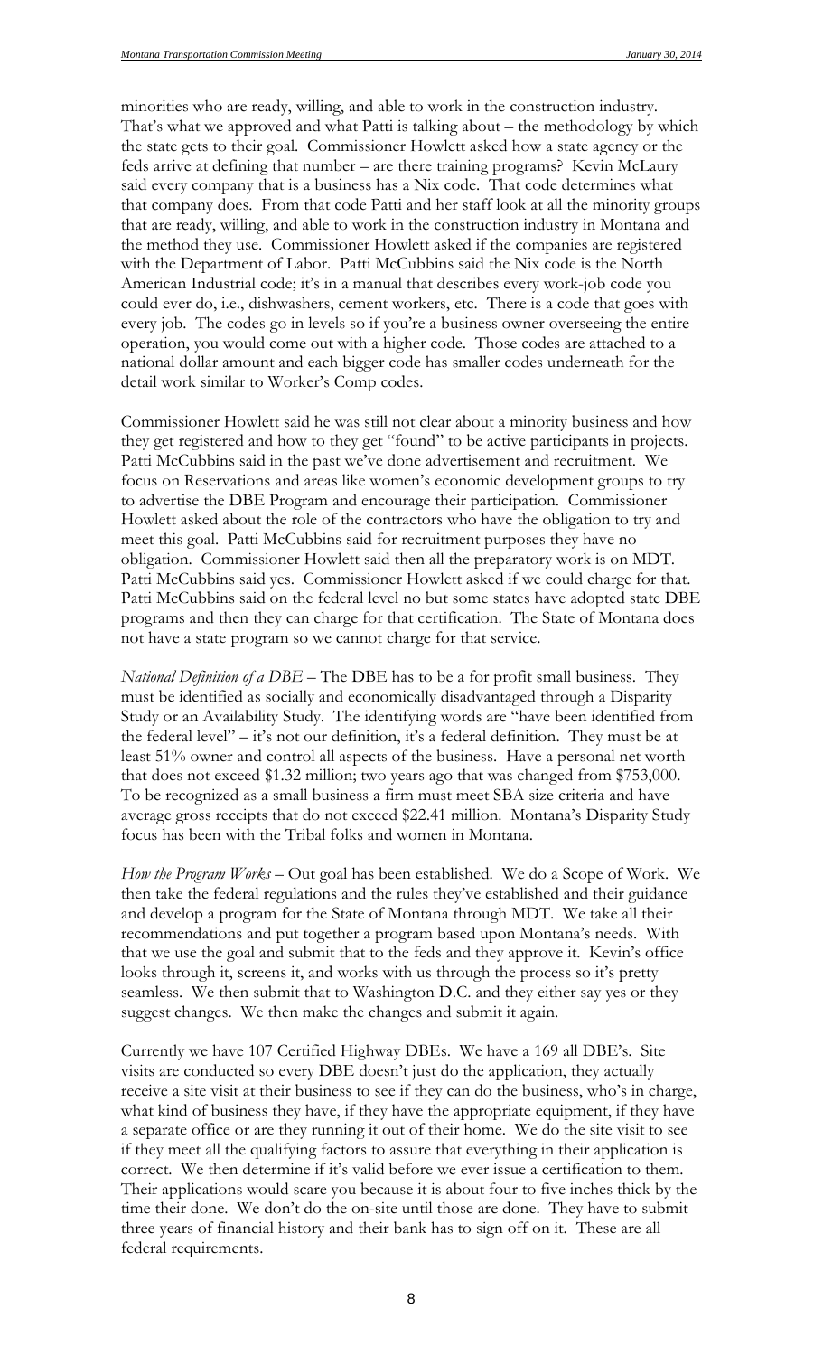minorities who are ready, willing, and able to work in the construction industry. That's what we approved and what Patti is talking about – the methodology by which the state gets to their goal. Commissioner Howlett asked how a state agency or the feds arrive at defining that number – are there training programs? Kevin McLaury said every company that is a business has a Nix code. That code determines what that company does. From that code Patti and her staff look at all the minority groups that are ready, willing, and able to work in the construction industry in Montana and the method they use. Commissioner Howlett asked if the companies are registered with the Department of Labor. Patti McCubbins said the Nix code is the North American Industrial code; it's in a manual that describes every work-job code you could ever do, i.e., dishwashers, cement workers, etc. There is a code that goes with every job. The codes go in levels so if you're a business owner overseeing the entire operation, you would come out with a higher code. Those codes are attached to a national dollar amount and each bigger code has smaller codes underneath for the detail work similar to Worker's Comp codes.

Commissioner Howlett said he was still not clear about a minority business and how they get registered and how to they get "found" to be active participants in projects. Patti McCubbins said in the past we've done advertisement and recruitment. We focus on Reservations and areas like women's economic development groups to try to advertise the DBE Program and encourage their participation. Commissioner Howlett asked about the role of the contractors who have the obligation to try and meet this goal. Patti McCubbins said for recruitment purposes they have no obligation. Commissioner Howlett said then all the preparatory work is on MDT. Patti McCubbins said yes. Commissioner Howlett asked if we could charge for that. Patti McCubbins said on the federal level no but some states have adopted state DBE programs and then they can charge for that certification. The State of Montana does not have a state program so we cannot charge for that service.

*National Definition of a DBE* – The DBE has to be a for profit small business. They must be identified as socially and economically disadvantaged through a Disparity Study or an Availability Study. The identifying words are "have been identified from the federal level" – it's not our definition, it's a federal definition. They must be at least 51% owner and control all aspects of the business. Have a personal net worth that does not exceed $1.32 million; two years ago that was changed from $753,000. To be recognized as a small business a firm must meet SBA size criteria and have average gross receipts that do not exceed $22.41 million. Montana's Disparity Study focus has been with the Tribal folks and women in Montana.

*How the Program Works* – Out goal has been established. We do a Scope of Work. We then take the federal regulations and the rules they've established and their guidance and develop a program for the State of Montana through MDT. We take all their recommendations and put together a program based upon Montana's needs. With that we use the goal and submit that to the feds and they approve it. Kevin's office looks through it, screens it, and works with us through the process so it's pretty seamless. We then submit that to Washington D.C. and they either say yes or they suggest changes. We then make the changes and submit it again.

Currently we have 107 Certified Highway DBEs. We have a 169 all DBE's. Site visits are conducted so every DBE doesn't just do the application, they actually receive a site visit at their business to see if they can do the business, who's in charge, what kind of business they have, if they have the appropriate equipment, if they have a separate office or are they running it out of their home. We do the site visit to see if they meet all the qualifying factors to assure that everything in their application is correct. We then determine if it's valid before we ever issue a certification to them. Their applications would scare you because it is about four to five inches thick by the time their done. We don't do the on-site until those are done. They have to submit three years of financial history and their bank has to sign off on it. These are all federal requirements.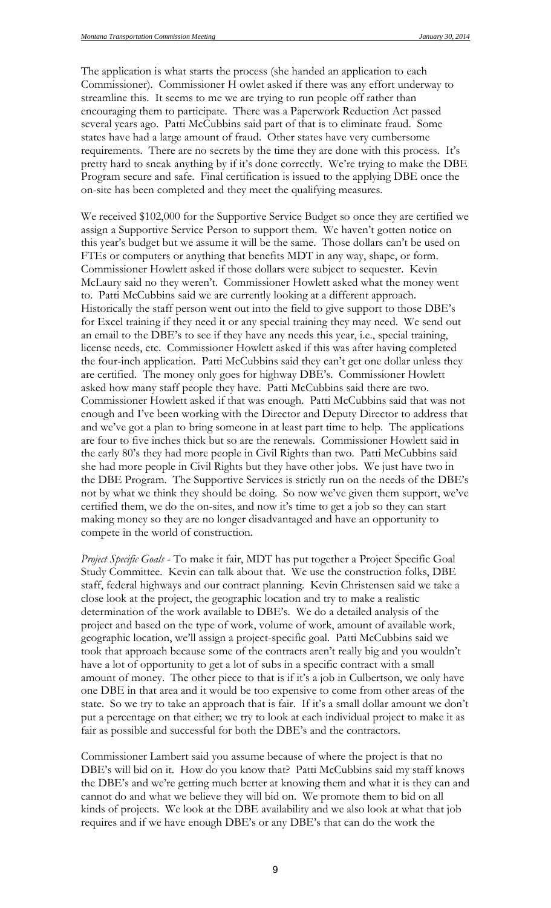The application is what starts the process (she handed an application to each Commissioner). Commissioner H owlet asked if there was any effort underway to streamline this. It seems to me we are trying to run people off rather than encouraging them to participate. There was a Paperwork Reduction Act passed several years ago. Patti McCubbins said part of that is to eliminate fraud. Some states have had a large amount of fraud. Other states have very cumbersome requirements. There are no secrets by the time they are done with this process. It's pretty hard to sneak anything by if it's done correctly. We're trying to make the DBE Program secure and safe. Final certification is issued to the applying DBE once the on-site has been completed and they meet the qualifying measures.

We received $102,000 for the Supportive Service Budget so once they are certified we assign a Supportive Service Person to support them. We haven't gotten notice on this year's budget but we assume it will be the same. Those dollars can't be used on FTEs or computers or anything that benefits MDT in any way, shape, or form. Commissioner Howlett asked if those dollars were subject to sequester. Kevin McLaury said no they weren't. Commissioner Howlett asked what the money went to. Patti McCubbins said we are currently looking at a different approach. Historically the staff person went out into the field to give support to those DBE's for Excel training if they need it or any special training they may need. We send out an email to the DBE's to see if they have any needs this year, i.e., special training, license needs, etc. Commissioner Howlett asked if this was after having completed the four-inch application. Patti McCubbins said they can't get one dollar unless they are certified. The money only goes for highway DBE's. Commissioner Howlett asked how many staff people they have. Patti McCubbins said there are two. Commissioner Howlett asked if that was enough. Patti McCubbins said that was not enough and I've been working with the Director and Deputy Director to address that and we've got a plan to bring someone in at least part time to help. The applications are four to five inches thick but so are the renewals. Commissioner Howlett said in the early 80's they had more people in Civil Rights than two. Patti McCubbins said she had more people in Civil Rights but they have other jobs. We just have two in the DBE Program. The Supportive Services is strictly run on the needs of the DBE's not by what we think they should be doing. So now we've given them support, we've certified them, we do the on-sites, and now it's time to get a job so they can start making money so they are no longer disadvantaged and have an opportunity to compete in the world of construction.

*Project Specific Goals* - To make it fair, MDT has put together a Project Specific Goal Study Committee. Kevin can talk about that. We use the construction folks, DBE staff, federal highways and our contract planning. Kevin Christensen said we take a close look at the project, the geographic location and try to make a realistic determination of the work available to DBE's. We do a detailed analysis of the project and based on the type of work, volume of work, amount of available work, geographic location, we'll assign a project-specific goal. Patti McCubbins said we took that approach because some of the contracts aren't really big and you wouldn't have a lot of opportunity to get a lot of subs in a specific contract with a small amount of money. The other piece to that is if it's a job in Culbertson, we only have one DBE in that area and it would be too expensive to come from other areas of the state. So we try to take an approach that is fair. If it's a small dollar amount we don't put a percentage on that either; we try to look at each individual project to make it as fair as possible and successful for both the DBE's and the contractors.

Commissioner Lambert said you assume because of where the project is that no DBE's will bid on it. How do you know that? Patti McCubbins said my staff knows the DBE's and we're getting much better at knowing them and what it is they can and cannot do and what we believe they will bid on. We promote them to bid on all kinds of projects. We look at the DBE availability and we also look at what that job requires and if we have enough DBE's or any DBE's that can do the work the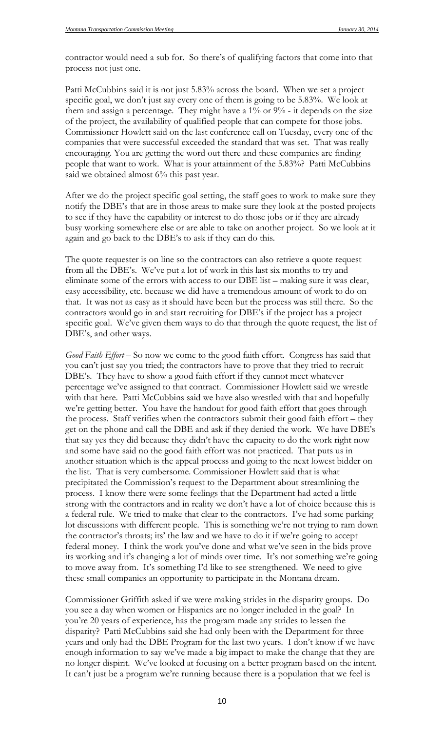contractor would need a sub for. So there's of qualifying factors that come into that process not just one.

Patti McCubbins said it is not just 5.83% across the board. When we set a project specific goal, we don't just say every one of them is going to be 5.83%. We look at them and assign a percentage. They might have a 1% or 9% - it depends on the size of the project, the availability of qualified people that can compete for those jobs. Commissioner Howlett said on the last conference call on Tuesday, every one of the companies that were successful exceeded the standard that was set. That was really encouraging. You are getting the word out there and these companies are finding people that want to work. What is your attainment of the 5.83%? Patti McCubbins said we obtained almost 6% this past year.

After we do the project specific goal setting, the staff goes to work to make sure they notify the DBE's that are in those areas to make sure they look at the posted projects to see if they have the capability or interest to do those jobs or if they are already busy working somewhere else or are able to take on another project. So we look at it again and go back to the DBE's to ask if they can do this.

The quote requester is on line so the contractors can also retrieve a quote request from all the DBE's. We've put a lot of work in this last six months to try and eliminate some of the errors with access to our DBE list – making sure it was clear, easy accessibility, etc. because we did have a tremendous amount of work to do on that. It was not as easy as it should have been but the process was still there. So the contractors would go in and start recruiting for DBE's if the project has a project specific goal. We've given them ways to do that through the quote request, the list of DBE's, and other ways.

*Good Faith Effort* – So now we come to the good faith effort. Congress has said that you can't just say you tried; the contractors have to prove that they tried to recruit DBE's. They have to show a good faith effort if they cannot meet whatever percentage we've assigned to that contract. Commissioner Howlett said we wrestle with that here. Patti McCubbins said we have also wrestled with that and hopefully we're getting better. You have the handout for good faith effort that goes through the process. Staff verifies when the contractors submit their good faith effort – they get on the phone and call the DBE and ask if they denied the work. We have DBE's that say yes they did because they didn't have the capacity to do the work right now and some have said no the good faith effort was not practiced. That puts us in another situation which is the appeal process and going to the next lowest bidder on the list. That is very cumbersome. Commissioner Howlett said that is what precipitated the Commission's request to the Department about streamlining the process. I know there were some feelings that the Department had acted a little strong with the contractors and in reality we don't have a lot of choice because this is a federal rule. We tried to make that clear to the contractors. I've had some parking lot discussions with different people. This is something we're not trying to ram down the contractor's throats; its' the law and we have to do it if we're going to accept federal money. I think the work you've done and what we've seen in the bids prove its working and it's changing a lot of minds over time. It's not something we're going to move away from. It's something I'd like to see strengthened. We need to give these small companies an opportunity to participate in the Montana dream.

Commissioner Griffith asked if we were making strides in the disparity groups. Do you see a day when women or Hispanics are no longer included in the goal? In you're 20 years of experience, has the program made any strides to lessen the disparity? Patti McCubbins said she had only been with the Department for three years and only had the DBE Program for the last two years. I don't know if we have enough information to say we've made a big impact to make the change that they are no longer dispirit. We've looked at focusing on a better program based on the intent. It can't just be a program we're running because there is a population that we feel is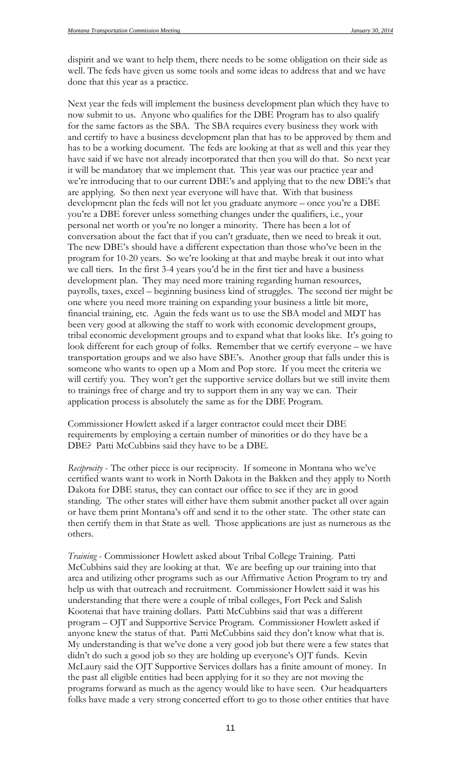dispirit and we want to help them, there needs to be some obligation on their side as well. The feds have given us some tools and some ideas to address that and we have done that this year as a practice.

Next year the feds will implement the business development plan which they have to now submit to us. Anyone who qualifies for the DBE Program has to also qualify for the same factors as the SBA. The SBA requires every business they work with and certify to have a business development plan that has to be approved by them and has to be a working document. The feds are looking at that as well and this year they have said if we have not already incorporated that then you will do that. So next year it will be mandatory that we implement that. This year was our practice year and we're introducing that to our current DBE's and applying that to the new DBE's that are applying. So then next year everyone will have that. With that business development plan the feds will not let you graduate anymore – once you're a DBE you're a DBE forever unless something changes under the qualifiers, i.e., your personal net worth or you're no longer a minority. There has been a lot of conversation about the fact that if you can't graduate, then we need to break it out. The new DBE's should have a different expectation than those who've been in the program for 10-20 years. So we're looking at that and maybe break it out into what we call tiers. In the first 3-4 years you'd be in the first tier and have a business development plan. They may need more training regarding human resources, payrolls, taxes, excel – beginning business kind of struggles. The second tier might be one where you need more training on expanding your business a little bit more, financial training, etc. Again the feds want us to use the SBA model and MDT has been very good at allowing the staff to work with economic development groups, tribal economic development groups and to expand what that looks like. It's going to look different for each group of folks. Remember that we certify everyone – we have transportation groups and we also have SBE's. Another group that falls under this is someone who wants to open up a Mom and Pop store. If you meet the criteria we will certify you. They won't get the supportive service dollars but we still invite them to trainings free of charge and try to support them in any way we can. Their application process is absolutely the same as for the DBE Program.

Commissioner Howlett asked if a larger contractor could meet their DBE requirements by employing a certain number of minorities or do they have be a DBE? Patti McCubbins said they have to be a DBE.

*Reciprocity* - The other piece is our reciprocity. If someone in Montana who we've certified wants want to work in North Dakota in the Bakken and they apply to North Dakota for DBE status, they can contact our office to see if they are in good standing. The other states will either have them submit another packet all over again or have them print Montana's off and send it to the other state. The other state can then certify them in that State as well. Those applications are just as numerous as the others.

*Training* - Commissioner Howlett asked about Tribal College Training. Patti McCubbins said they are looking at that. We are beefing up our training into that area and utilizing other programs such as our Affirmative Action Program to try and help us with that outreach and recruitment. Commissioner Howlett said it was his understanding that there were a couple of tribal colleges, Fort Peck and Salish Kootenai that have training dollars. Patti McCubbins said that was a different program – OJT and Supportive Service Program. Commissioner Howlett asked if anyone knew the status of that. Patti McCubbins said they don't know what that is. My understanding is that we've done a very good job but there were a few states that didn't do such a good job so they are holding up everyone's OJT funds. Kevin McLaury said the OJT Supportive Services dollars has a finite amount of money. In the past all eligible entities had been applying for it so they are not moving the programs forward as much as the agency would like to have seen. Our headquarters folks have made a very strong concerted effort to go to those other entities that have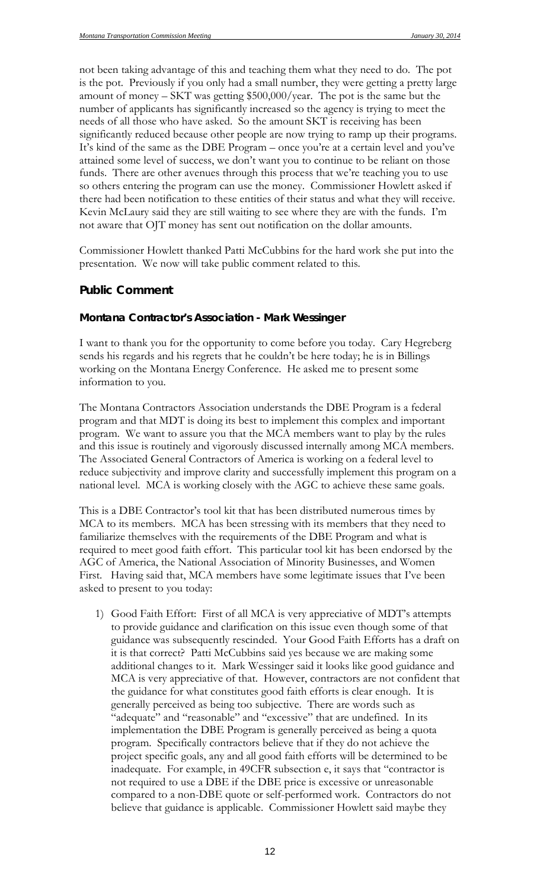not been taking advantage of this and teaching them what they need to do. The pot is the pot. Previously if you only had a small number, they were getting a pretty large amount of money – SKT was getting $500,000/year. The pot is the same but the number of applicants has significantly increased so the agency is trying to meet the needs of all those who have asked. So the amount SKT is receiving has been significantly reduced because other people are now trying to ramp up their programs. It's kind of the same as the DBE Program – once you're at a certain level and you've attained some level of success, we don't want you to continue to be reliant on those funds. There are other avenues through this process that we're teaching you to use so others entering the program can use the money. Commissioner Howlett asked if there had been notification to these entities of their status and what they will receive. Kevin McLaury said they are still waiting to see where they are with the funds. I'm not aware that OJT money has sent out notification on the dollar amounts.

Commissioner Howlett thanked Patti McCubbins for the hard work she put into the presentation. We now will take public comment related to this.

## Public Comment

### Montana Contractor's Association - Mark Wessinger

I want to thank you for the opportunity to come before you today. Cary Hegreberg sends his regards and his regrets that he couldn't be here today; he is in Billings working on the Montana Energy Conference. He asked me to present some information to you.

The Montana Contractors Association understands the DBE Program is a federal program and that MDT is doing its best to implement this complex and important program. We want to assure you that the MCA members want to play by the rules and this issue is routinely and vigorously discussed internally among MCA members. The Associated General Contractors of America is working on a federal level to reduce subjectivity and improve clarity and successfully implement this program on a national level. MCA is working closely with the AGC to achieve these same goals.

This is a DBE Contractor's tool kit that has been distributed numerous times by MCA to its members. MCA has been stressing with its members that they need to familiarize themselves with the requirements of the DBE Program and what is required to meet good faith effort. This particular tool kit has been endorsed by the AGC of America, the National Association of Minority Businesses, and Women First. Having said that, MCA members have some legitimate issues that I've been asked to present to you today:

1) Good Faith Effort: First of all MCA is very appreciative of MDT's attempts to provide guidance and clarification on this issue even though some of that guidance was subsequently rescinded. Your Good Faith Efforts has a draft on it is that correct? Patti McCubbins said yes because we are making some additional changes to it. Mark Wessinger said it looks like good guidance and MCA is very appreciative of that. However, contractors are not confident that the guidance for what constitutes good faith efforts is clear enough. It is generally perceived as being too subjective. There are words such as "adequate" and "reasonable" and "excessive" that are undefined. In its implementation the DBE Program is generally perceived as being a quota program. Specifically contractors believe that if they do not achieve the project specific goals, any and all good faith efforts will be determined to be inadequate. For example, in 49CFR subsection e, it says that "contractor is not required to use a DBE if the DBE price is excessive or unreasonable compared to a non-DBE quote or self-performed work. Contractors do not believe that guidance is applicable. Commissioner Howlett said maybe they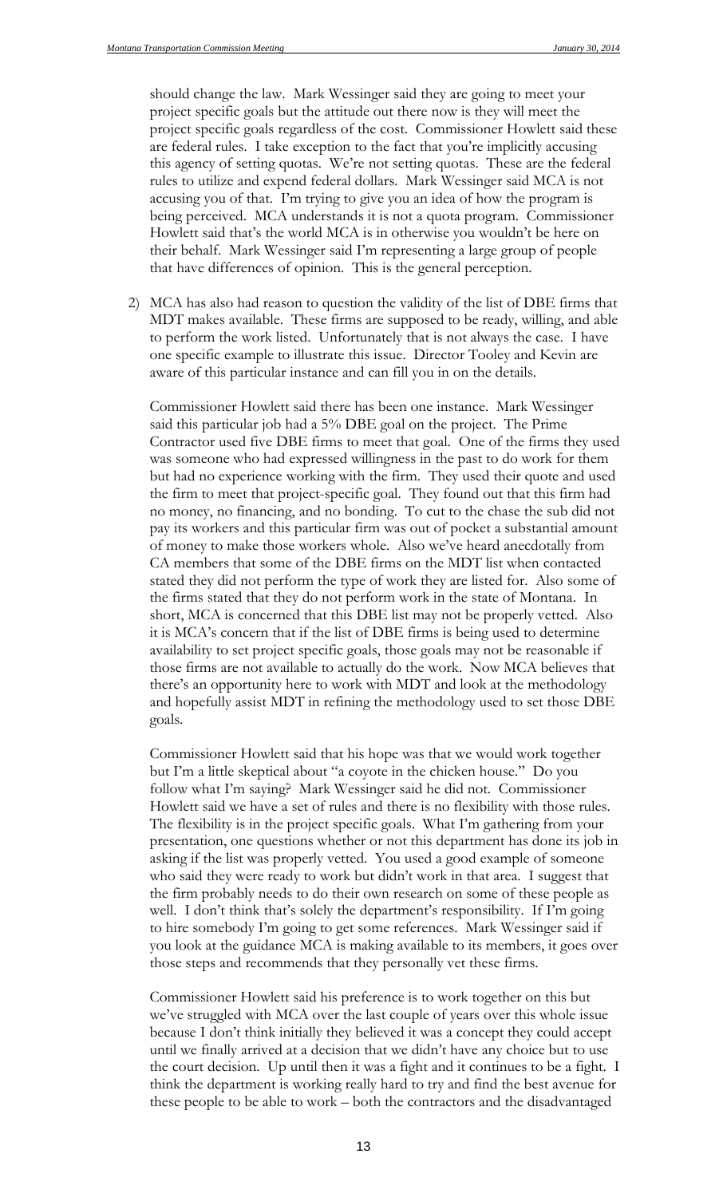should change the law. Mark Wessinger said they are going to meet your project specific goals but the attitude out there now is they will meet the project specific goals regardless of the cost. Commissioner Howlett said these are federal rules. I take exception to the fact that you're implicitly accusing this agency of setting quotas. We're not setting quotas. These are the federal rules to utilize and expend federal dollars. Mark Wessinger said MCA is not accusing you of that. I'm trying to give you an idea of how the program is being perceived. MCA understands it is not a quota program. Commissioner Howlett said that's the world MCA is in otherwise you wouldn't be here on their behalf. Mark Wessinger said I'm representing a large group of people that have differences of opinion. This is the general perception.

2) MCA has also had reason to question the validity of the list of DBE firms that MDT makes available. These firms are supposed to be ready, willing, and able to perform the work listed. Unfortunately that is not always the case. I have one specific example to illustrate this issue. Director Tooley and Kevin are aware of this particular instance and can fill you in on the details.

   Commissioner Howlett said there has been one instance. Mark Wessinger said this particular job had a 5% DBE goal on the project. The Prime Contractor used five DBE firms to meet that goal. One of the firms they used was someone who had expressed willingness in the past to do work for them but had no experience working with the firm. They used their quote and used the firm to meet that project-specific goal. They found out that this firm had no money, no financing, and no bonding. To cut to the chase the sub did not pay its workers and this particular firm was out of pocket a substantial amount of money to make those workers whole. Also we've heard anecdotally from CA members that some of the DBE firms on the MDT list when contacted stated they did not perform the type of work they are listed for. Also some of the firms stated that they do not perform work in the state of Montana. In short, MCA is concerned that this DBE list may not be properly vetted. Also it is MCA's concern that if the list of DBE firms is being used to determine availability to set project specific goals, those goals may not be reasonable if those firms are not available to actually do the work. Now MCA believes that there's an opportunity here to work with MDT and look at the methodology and hopefully assist MDT in refining the methodology used to set those DBE goals.

   Commissioner Howlett said that his hope was that we would work together but I'm a little skeptical about "a coyote in the chicken house." Do you follow what I'm saying? Mark Wessinger said he did not. Commissioner Howlett said we have a set of rules and there is no flexibility with those rules. The flexibility is in the project specific goals. What I'm gathering from your presentation, one questions whether or not this department has done its job in asking if the list was properly vetted. You used a good example of someone who said they were ready to work but didn't work in that area. I suggest that the firm probably needs to do their own research on some of these people as well. I don't think that's solely the department's responsibility. If I'm going to hire somebody I'm going to get some references. Mark Wessinger said if you look at the guidance MCA is making available to its members, it goes over those steps and recommends that they personally vet these firms.

   Commissioner Howlett said his preference is to work together on this but we've struggled with MCA over the last couple of years over this whole issue because I don't think initially they believed it was a concept they could accept until we finally arrived at a decision that we didn't have any choice but to use the court decision. Up until then it was a fight and it continues to be a fight. I think the department is working really hard to try and find the best avenue for these people to be able to work – both the contractors and the disadvantaged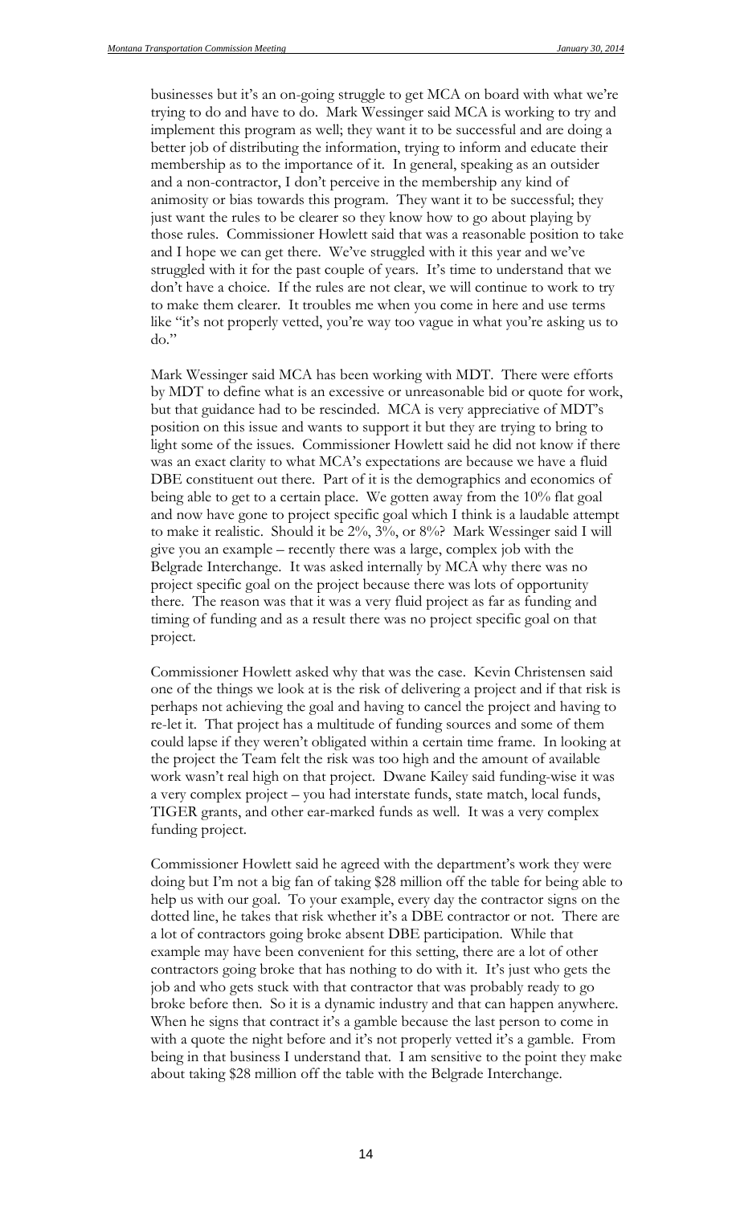businesses but it's an on-going struggle to get MCA on board with what we're trying to do and have to do. Mark Wessinger said MCA is working to try and implement this program as well; they want it to be successful and are doing a better job of distributing the information, trying to inform and educate their membership as to the importance of it. In general, speaking as an outsider and a non-contractor, I don't perceive in the membership any kind of animosity or bias towards this program. They want it to be successful; they just want the rules to be clearer so they know how to go about playing by those rules. Commissioner Howlett said that was a reasonable position to take and I hope we can get there. We've struggled with it this year and we've struggled with it for the past couple of years. It's time to understand that we don't have a choice. If the rules are not clear, we will continue to work to try to make them clearer. It troubles me when you come in here and use terms like "it's not properly vetted, you're way too vague in what you're asking us to do."

Mark Wessinger said MCA has been working with MDT. There were efforts by MDT to define what is an excessive or unreasonable bid or quote for work, but that guidance had to be rescinded. MCA is very appreciative of MDT's position on this issue and wants to support it but they are trying to bring to light some of the issues. Commissioner Howlett said he did not know if there was an exact clarity to what MCA's expectations are because we have a fluid DBE constituent out there. Part of it is the demographics and economics of being able to get to a certain place. We gotten away from the 10% flat goal and now have gone to project specific goal which I think is a laudable attempt to make it realistic. Should it be 2%, 3%, or 8%? Mark Wessinger said I will give you an example – recently there was a large, complex job with the Belgrade Interchange. It was asked internally by MCA why there was no project specific goal on the project because there was lots of opportunity there. The reason was that it was a very fluid project as far as funding and timing of funding and as a result there was no project specific goal on that project.

Commissioner Howlett asked why that was the case. Kevin Christensen said one of the things we look at is the risk of delivering a project and if that risk is perhaps not achieving the goal and having to cancel the project and having to re-let it. That project has a multitude of funding sources and some of them could lapse if they weren't obligated within a certain time frame. In looking at the project the Team felt the risk was too high and the amount of available work wasn't real high on that project. Dwane Kailey said funding-wise it was a very complex project – you had interstate funds, state match, local funds, TIGER grants, and other ear-marked funds as well. It was a very complex funding project.

Commissioner Howlett said he agreed with the department's work they were doing but I'm not a big fan of taking $28 million off the table for being able to help us with our goal. To your example, every day the contractor signs on the dotted line, he takes that risk whether it's a DBE contractor or not. There are a lot of contractors going broke absent DBE participation. While that example may have been convenient for this setting, there are a lot of other contractors going broke that has nothing to do with it. It's just who gets the job and who gets stuck with that contractor that was probably ready to go broke before then. So it is a dynamic industry and that can happen anywhere. When he signs that contract it's a gamble because the last person to come in with a quote the night before and it's not properly vetted it's a gamble. From being in that business I understand that. I am sensitive to the point they make about taking $28 million off the table with the Belgrade Interchange.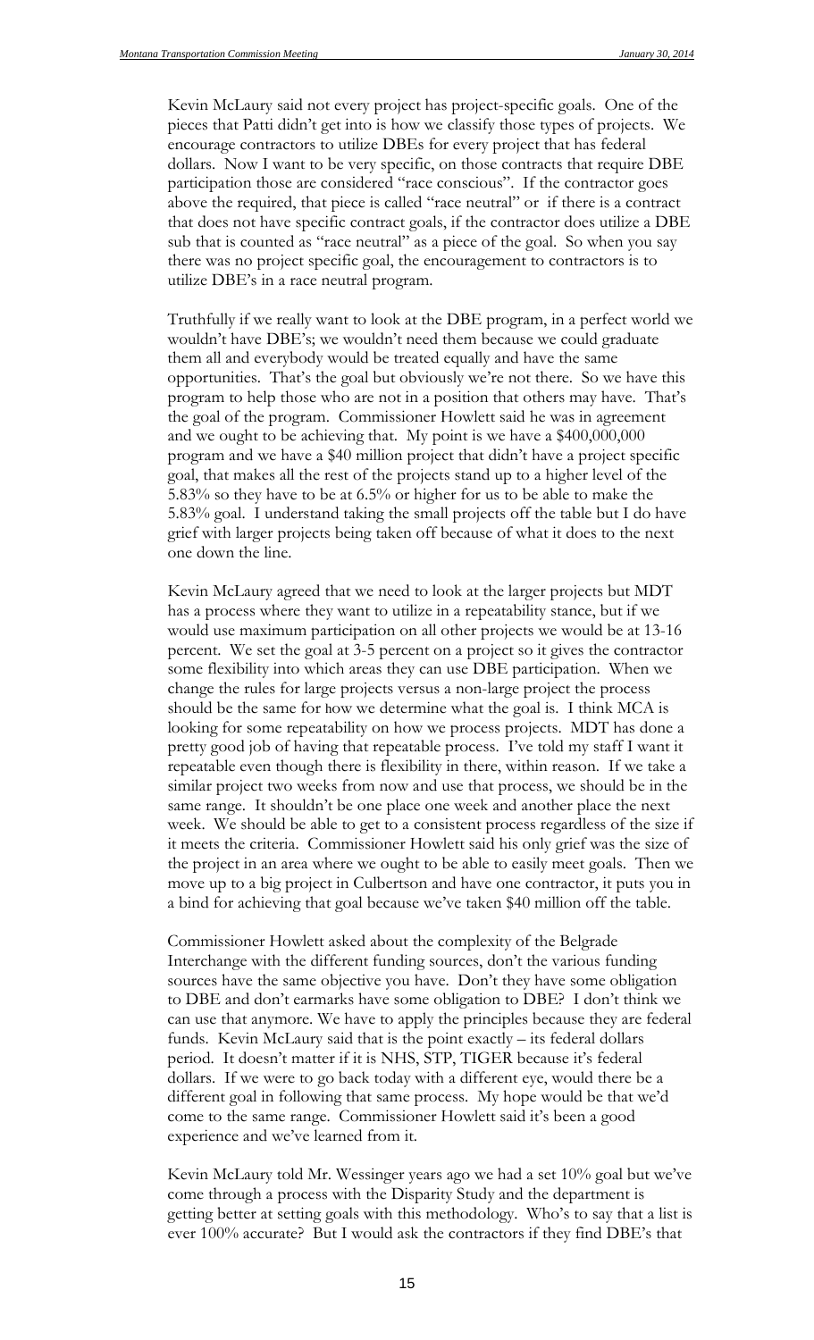Kevin McLaury said not every project has project-specific goals. One of the pieces that Patti didn't get into is how we classify those types of projects. We encourage contractors to utilize DBEs for every project that has federal dollars. Now I want to be very specific, on those contracts that require DBE participation those are considered "race conscious". If the contractor goes above the required, that piece is called "race neutral" or if there is a contract that does not have specific contract goals, if the contractor does utilize a DBE sub that is counted as "race neutral" as a piece of the goal. So when you say there was no project specific goal, the encouragement to contractors is to utilize DBE's in a race neutral program.

Truthfully if we really want to look at the DBE program, in a perfect world we wouldn't have DBE's; we wouldn't need them because we could graduate them all and everybody would be treated equally and have the same opportunities. That's the goal but obviously we're not there. So we have this program to help those who are not in a position that others may have. That's the goal of the program. Commissioner Howlett said he was in agreement and we ought to be achieving that. My point is we have a $400,000,000 program and we have a $40 million project that didn't have a project specific goal, that makes all the rest of the projects stand up to a higher level of the 5.83% so they have to be at 6.5% or higher for us to be able to make the 5.83% goal. I understand taking the small projects off the table but I do have grief with larger projects being taken off because of what it does to the next one down the line.

Kevin McLaury agreed that we need to look at the larger projects but MDT has a process where they want to utilize in a repeatability stance, but if we would use maximum participation on all other projects we would be at 13-16 percent. We set the goal at 3-5 percent on a project so it gives the contractor some flexibility into which areas they can use DBE participation. When we change the rules for large projects versus a non-large project the process should be the same for how we determine what the goal is. I think MCA is looking for some repeatability on how we process projects. MDT has done a pretty good job of having that repeatable process. I've told my staff I want it repeatable even though there is flexibility in there, within reason. If we take a similar project two weeks from now and use that process, we should be in the same range. It shouldn't be one place one week and another place the next week. We should be able to get to a consistent process regardless of the size if it meets the criteria. Commissioner Howlett said his only grief was the size of the project in an area where we ought to be able to easily meet goals. Then we move up to a big project in Culbertson and have one contractor, it puts you in a bind for achieving that goal because we've taken $40 million off the table.

Commissioner Howlett asked about the complexity of the Belgrade Interchange with the different funding sources, don't the various funding sources have the same objective you have. Don't they have some obligation to DBE and don't earmarks have some obligation to DBE? I don't think we can use that anymore. We have to apply the principles because they are federal funds. Kevin McLaury said that is the point exactly – its federal dollars period. It doesn't matter if it is NHS, STP, TIGER because it's federal dollars. If we were to go back today with a different eye, would there be a different goal in following that same process. My hope would be that we'd come to the same range. Commissioner Howlett said it's been a good experience and we've learned from it.

Kevin McLaury told Mr. Wessinger years ago we had a set 10% goal but we've come through a process with the Disparity Study and the department is getting better at setting goals with this methodology. Who's to say that a list is ever 100% accurate? But I would ask the contractors if they find DBE's that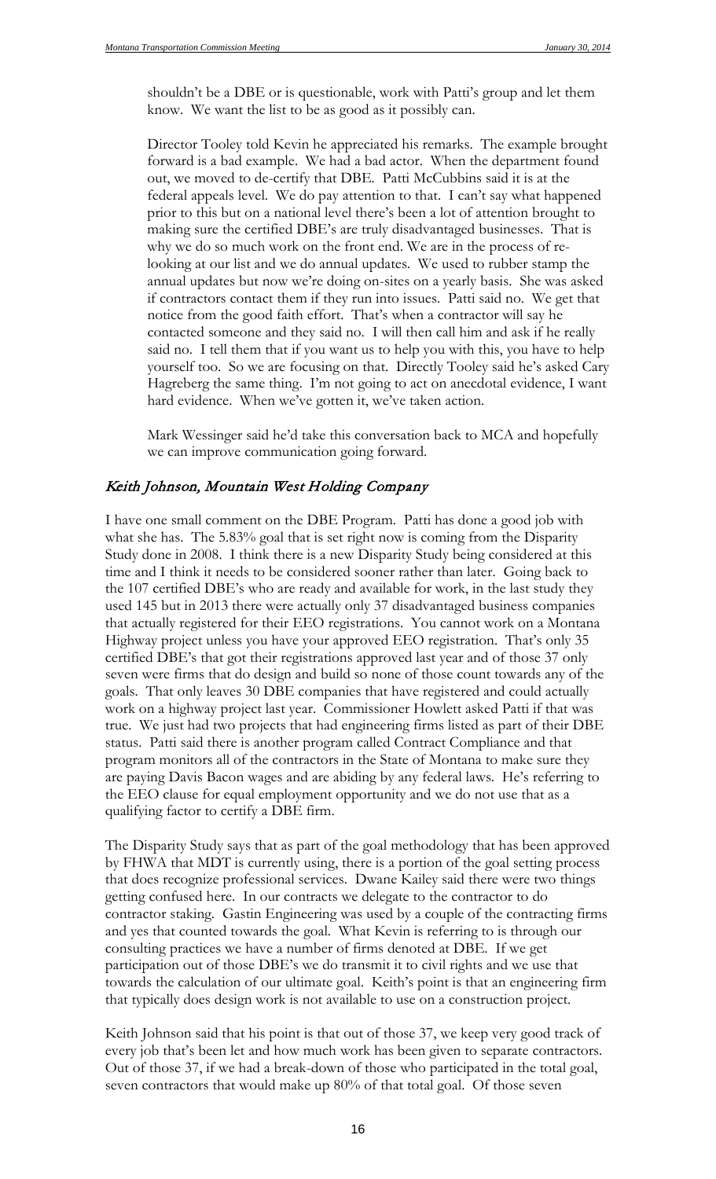shouldn't be a DBE or is questionable, work with Patti's group and let them know. We want the list to be as good as it possibly can.

Director Tooley told Kevin he appreciated his remarks. The example brought forward is a bad example. We had a bad actor. When the department found out, we moved to de-certify that DBE. Patti McCubbins said it is at the federal appeals level. We do pay attention to that. I can't say what happened prior to this but on a national level there's been a lot of attention brought to making sure the certified DBE's are truly disadvantaged businesses. That is why we do so much work on the front end. We are in the process of re-looking at our list and we do annual updates. We used to rubber stamp the annual updates but now we're doing on-sites on a yearly basis. She was asked if contractors contact them if they run into issues. Patti said no. We get that notice from the good faith effort. That's when a contractor will say he contacted someone and they said no. I will then call him and ask if he really said no. I tell them that if you want us to help you with this, you have to help yourself too. So we are focusing on that. Directly Tooley said he's asked Cary Hagreberg the same thing. I'm not going to act on anecdotal evidence, I want hard evidence. When we've gotten it, we've taken action.

Mark Wessinger said he'd take this conversation back to MCA and hopefully we can improve communication going forward.

## *Keith Johnson, Mountain West Holding Company*

I have one small comment on the DBE Program. Patti has done a good job with what she has. The 5.83% goal that is set right now is coming from the Disparity Study done in 2008. I think there is a new Disparity Study being considered at this time and I think it needs to be considered sooner rather than later. Going back to the 107 certified DBE's who are ready and available for work, in the last study they used 145 but in 2013 there were actually only 37 disadvantaged business companies that actually registered for their EEO registrations. You cannot work on a Montana Highway project unless you have your approved EEO registration. That's only 35 certified DBE's that got their registrations approved last year and of those 37 only seven were firms that do design and build so none of those count towards any of the goals. That only leaves 30 DBE companies that have registered and could actually work on a highway project last year. Commissioner Howlett asked Patti if that was true. We just had two projects that had engineering firms listed as part of their DBE status. Patti said there is another program called Contract Compliance and that program monitors all of the contractors in the State of Montana to make sure they are paying Davis Bacon wages and are abiding by any federal laws. He's referring to the EEO clause for equal employment opportunity and we do not use that as a qualifying factor to certify a DBE firm.

The Disparity Study says that as part of the goal methodology that has been approved by FHWA that MDT is currently using, there is a portion of the goal setting process that does recognize professional services. Dwane Kailey said there were two things getting confused here. In our contracts we delegate to the contractor to do contractor staking. Gastin Engineering was used by a couple of the contracting firms and yes that counted towards the goal. What Kevin is referring to is through our consulting practices we have a number of firms denoted at DBE. If we get participation out of those DBE's we do transmit it to civil rights and we use that towards the calculation of our ultimate goal. Keith's point is that an engineering firm that typically does design work is not available to use on a construction project.

Keith Johnson said that his point is that out of those 37, we keep very good track of every job that's been let and how much work has been given to separate contractors. Out of those 37, if we had a break-down of those who participated in the total goal, seven contractors that would make up 80% of that total goal. Of those seven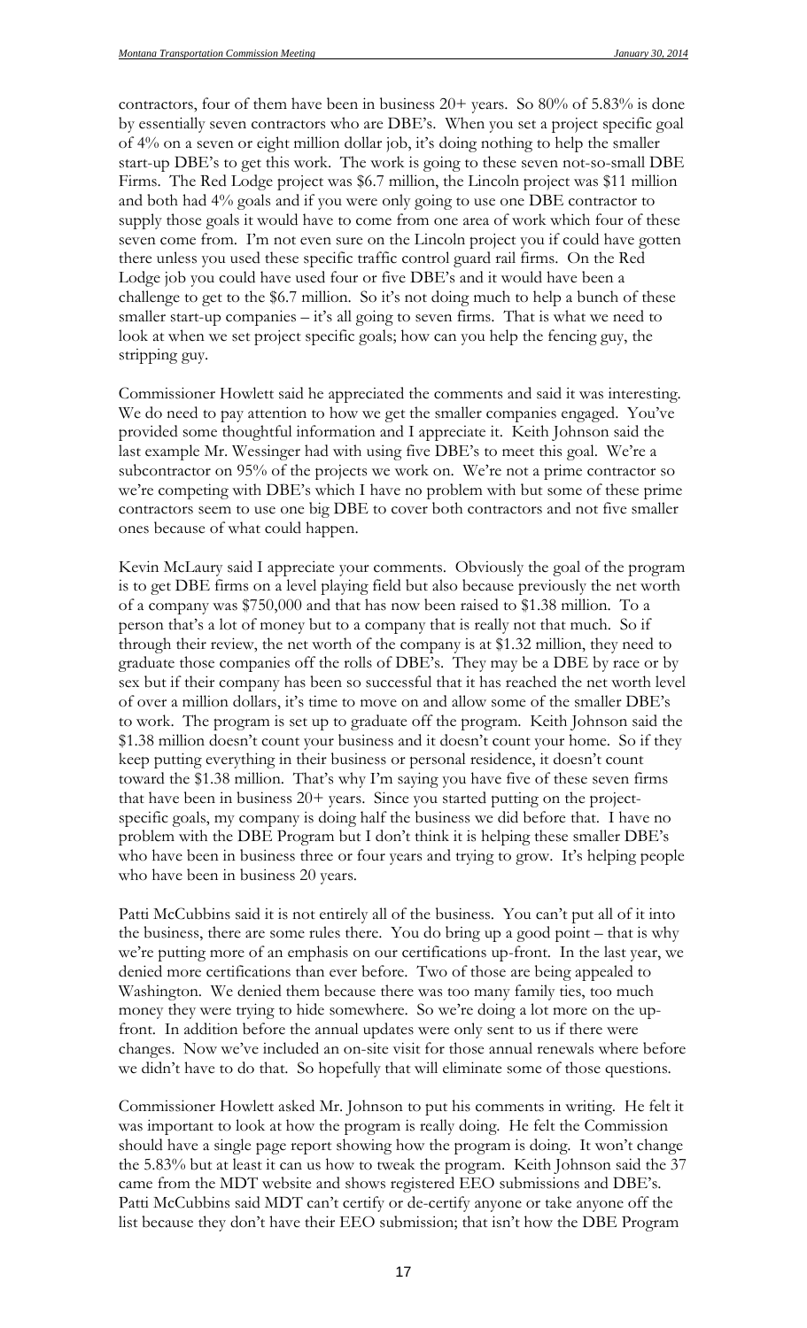contractors, four of them have been in business 20+ years. So 80% of 5.83% is done by essentially seven contractors who are DBE's. When you set a project specific goal of 4% on a seven or eight million dollar job, it's doing nothing to help the smaller start-up DBE's to get this work. The work is going to these seven not-so-small DBE Firms. The Red Lodge project was $6.7 million, the Lincoln project was $11 million and both had 4% goals and if you were only going to use one DBE contractor to supply those goals it would have to come from one area of work which four of these seven come from. I'm not even sure on the Lincoln project you if could have gotten there unless you used these specific traffic control guard rail firms. On the Red Lodge job you could have used four or five DBE's and it would have been a challenge to get to the $6.7 million. So it's not doing much to help a bunch of these smaller start-up companies – it's all going to seven firms. That is what we need to look at when we set project specific goals; how can you help the fencing guy, the stripping guy.

Commissioner Howlett said he appreciated the comments and said it was interesting. We do need to pay attention to how we get the smaller companies engaged. You've provided some thoughtful information and I appreciate it. Keith Johnson said the last example Mr. Wessinger had with using five DBE's to meet this goal. We're a subcontractor on 95% of the projects we work on. We're not a prime contractor so we're competing with DBE's which I have no problem with but some of these prime contractors seem to use one big DBE to cover both contractors and not five smaller ones because of what could happen.

Kevin McLaury said I appreciate your comments. Obviously the goal of the program is to get DBE firms on a level playing field but also because previously the net worth of a company was $750,000 and that has now been raised to $1.38 million. To a person that's a lot of money but to a company that is really not that much. So if through their review, the net worth of the company is at $1.32 million, they need to graduate those companies off the rolls of DBE's. They may be a DBE by race or by sex but if their company has been so successful that it has reached the net worth level of over a million dollars, it's time to move on and allow some of the smaller DBE's to work. The program is set up to graduate off the program. Keith Johnson said the $1.38 million doesn't count your business and it doesn't count your home. So if they keep putting everything in their business or personal residence, it doesn't count toward the $1.38 million. That's why I'm saying you have five of these seven firms that have been in business 20+ years. Since you started putting on the project-specific goals, my company is doing half the business we did before that. I have no problem with the DBE Program but I don't think it is helping these smaller DBE's who have been in business three or four years and trying to grow. It's helping people who have been in business 20 years.

Patti McCubbins said it is not entirely all of the business. You can't put all of it into the business, there are some rules there. You do bring up a good point – that is why we're putting more of an emphasis on our certifications up-front. In the last year, we denied more certifications than ever before. Two of those are being appealed to Washington. We denied them because there was too many family ties, too much money they were trying to hide somewhere. So we're doing a lot more on the up-front. In addition before the annual updates were only sent to us if there were changes. Now we've included an on-site visit for those annual renewals where before we didn't have to do that. So hopefully that will eliminate some of those questions.

Commissioner Howlett asked Mr. Johnson to put his comments in writing. He felt it was important to look at how the program is really doing. He felt the Commission should have a single page report showing how the program is doing. It won't change the 5.83% but at least it can us how to tweak the program. Keith Johnson said the 37 came from the MDT website and shows registered EEO submissions and DBE's. Patti McCubbins said MDT can't certify or de-certify anyone or take anyone off the list because they don't have their EEO submission; that isn't how the DBE Program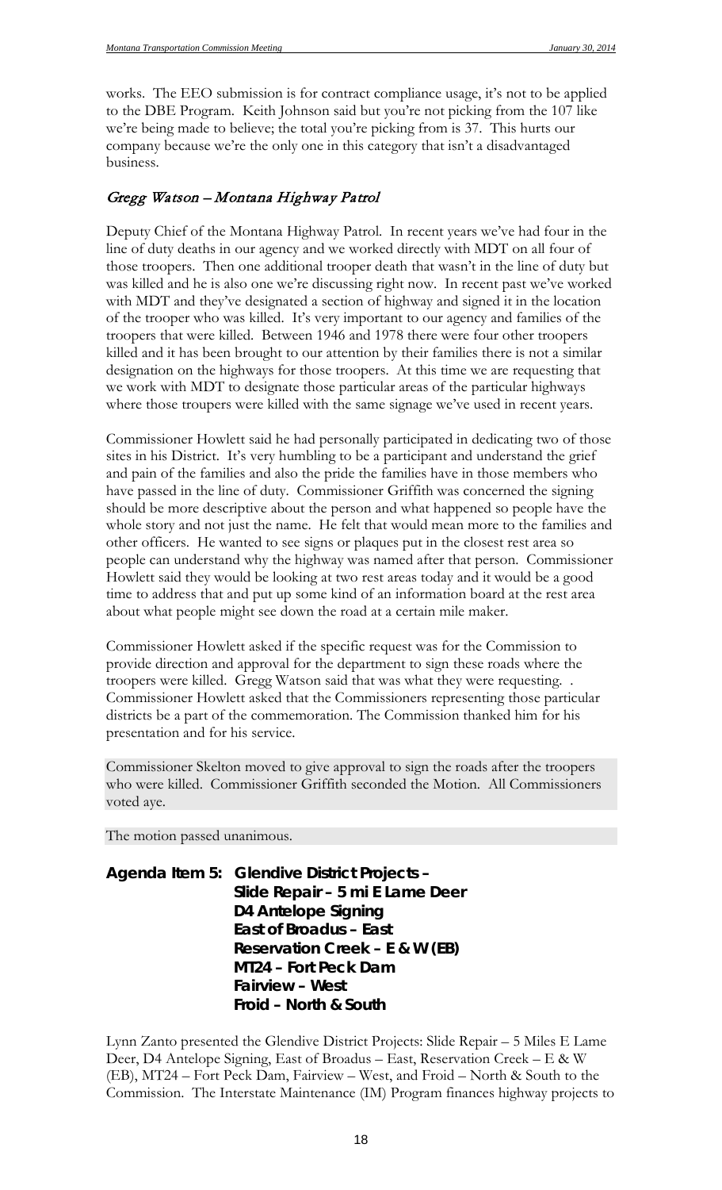works. The EEO submission is for contract compliance usage, it's not to be applied to the DBE Program. Keith Johnson said but you're not picking from the 107 like we're being made to believe; the total you're picking from is 37. This hurts our company because we're the only one in this category that isn't a disadvantaged business.

### *Gregg Watson – Montana Highway Patrol*

Deputy Chief of the Montana Highway Patrol. In recent years we've had four in the line of duty deaths in our agency and we worked directly with MDT on all four of those troopers. Then one additional trooper death that wasn't in the line of duty but was killed and he is also one we're discussing right now. In recent past we've worked with MDT and they've designated a section of highway and signed it in the location of the trooper who was killed. It's very important to our agency and families of the troopers that were killed. Between 1946 and 1978 there were four other troopers killed and it has been brought to our attention by their families there is not a similar designation on the highways for those troopers. At this time we are requesting that we work with MDT to designate those particular areas of the particular highways where those troupers were killed with the same signage we've used in recent years.

Commissioner Howlett said he had personally participated in dedicating two of those sites in his District. It's very humbling to be a participant and understand the grief and pain of the families and also the pride the families have in those members who have passed in the line of duty. Commissioner Griffith was concerned the signing should be more descriptive about the person and what happened so people have the whole story and not just the name. He felt that would mean more to the families and other officers. He wanted to see signs or plaques put in the closest rest area so people can understand why the highway was named after that person. Commissioner Howlett said they would be looking at two rest areas today and it would be a good time to address that and put up some kind of an information board at the rest area about what people might see down the road at a certain mile maker.

Commissioner Howlett asked if the specific request was for the Commission to provide direction and approval for the department to sign these roads where the troopers were killed. Gregg Watson said that was what they were requesting. . Commissioner Howlett asked that the Commissioners representing those particular districts be a part of the commemoration. The Commission thanked him for his presentation and for his service.

Commissioner Skelton moved to give approval to sign the roads after the troopers who were killed. Commissioner Griffith seconded the Motion. All Commissioners voted aye.

The motion passed unanimous.

### Agenda Item 5: Glendive District Projects – Slide Repair – 5 mi E Lame Deer D4 Antelope Signing East of Broadus – East Reservation Creek – E & W (EB) MT24 – Fort Peck Dam Fairview – West Froid – North & South

Lynn Zanto presented the Glendive District Projects: Slide Repair – 5 Miles E Lame Deer, D4 Antelope Signing, East of Broadus – East, Reservation Creek – E & W (EB), MT24 – Fort Peck Dam, Fairview – West, and Froid – North & South to the Commission. The Interstate Maintenance (IM) Program finances highway projects to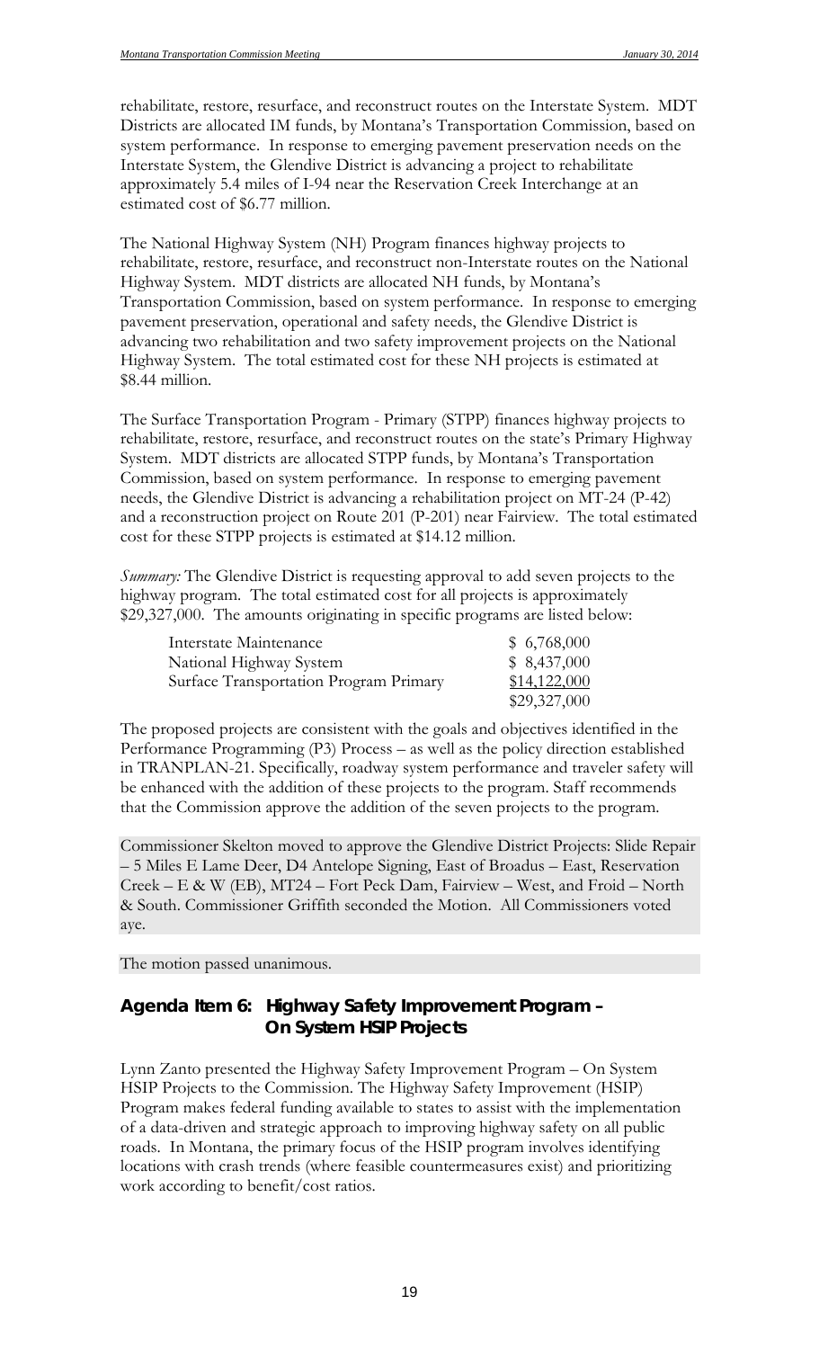rehabilitate, restore, resurface, and reconstruct routes on the Interstate System. MDT Districts are allocated IM funds, by Montana's Transportation Commission, based on system performance. In response to emerging pavement preservation needs on the Interstate System, the Glendive District is advancing a project to rehabilitate approximately 5.4 miles of I-94 near the Reservation Creek Interchange at an estimated cost of $6.77 million.

The National Highway System (NH) Program finances highway projects to rehabilitate, restore, resurface, and reconstruct non-Interstate routes on the National Highway System. MDT districts are allocated NH funds, by Montana's Transportation Commission, based on system performance. In response to emerging pavement preservation, operational and safety needs, the Glendive District is advancing two rehabilitation and two safety improvement projects on the National Highway System. The total estimated cost for these NH projects is estimated at $8.44 million.

The Surface Transportation Program - Primary (STPP) finances highway projects to rehabilitate, restore, resurface, and reconstruct routes on the state's Primary Highway System. MDT districts are allocated STPP funds, by Montana's Transportation Commission, based on system performance. In response to emerging pavement needs, the Glendive District is advancing a rehabilitation project on MT-24 (P-42) and a reconstruction project on Route 201 (P-201) near Fairview. The total estimated cost for these STPP projects is estimated at $14.12 million.

*Summary:* The Glendive District is requesting approval to add seven projects to the highway program. The total estimated cost for all projects is approximately $29,327,000. The amounts originating in specific programs are listed below:

| | |
|---|---|
| Interstate Maintenance | $ 6,768,000 |
| National Highway System | $ 8,437,000 |
| Surface Transportation Program Primary | $14,122,000 |
| | $29,327,000 |

The proposed projects are consistent with the goals and objectives identified in the Performance Programming (P3) Process – as well as the policy direction established in TRANPLAN-21. Specifically, roadway system performance and traveler safety will be enhanced with the addition of these projects to the program. Staff recommends that the Commission approve the addition of the seven projects to the program.

Commissioner Skelton moved to approve the Glendive District Projects: Slide Repair – 5 Miles E Lame Deer, D4 Antelope Signing, East of Broadus – East, Reservation Creek – E & W (EB), MT24 – Fort Peck Dam, Fairview – West, and Froid – North & South. Commissioner Griffith seconded the Motion. All Commissioners voted aye.

The motion passed unanimous.

## Agenda Item 6: Highway Safety Improvement Program – On System HSIP Projects

Lynn Zanto presented the Highway Safety Improvement Program – On System HSIP Projects to the Commission. The Highway Safety Improvement (HSIP) Program makes federal funding available to states to assist with the implementation of a data-driven and strategic approach to improving highway safety on all public roads. In Montana, the primary focus of the HSIP program involves identifying locations with crash trends (where feasible countermeasures exist) and prioritizing work according to benefit/cost ratios.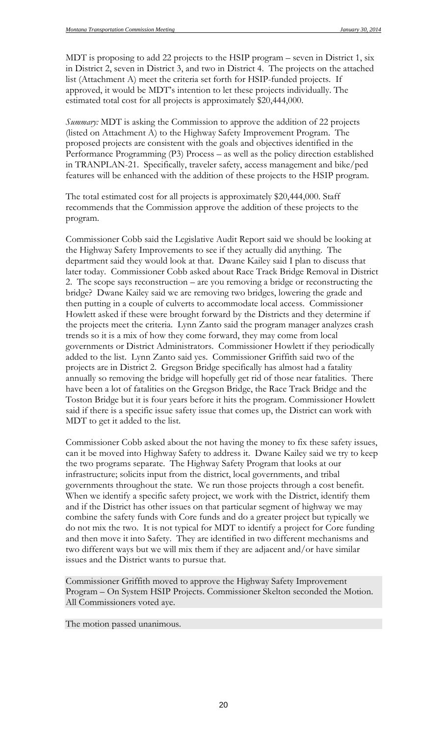MDT is proposing to add 22 projects to the HSIP program – seven in District 1, six in District 2, seven in District 3, and two in District 4. The projects on the attached list (Attachment A) meet the criteria set forth for HSIP-funded projects. If approved, it would be MDT's intention to let these projects individually. The estimated total cost for all projects is approximately $20,444,000.

*Summary:* MDT is asking the Commission to approve the addition of 22 projects (listed on Attachment A) to the Highway Safety Improvement Program. The proposed projects are consistent with the goals and objectives identified in the Performance Programming (P3) Process – as well as the policy direction established in TRANPLAN-21. Specifically, traveler safety, access management and bike/ped features will be enhanced with the addition of these projects to the HSIP program.

The total estimated cost for all projects is approximately $20,444,000. Staff recommends that the Commission approve the addition of these projects to the program.

Commissioner Cobb said the Legislative Audit Report said we should be looking at the Highway Safety Improvements to see if they actually did anything. The department said they would look at that. Dwane Kailey said I plan to discuss that later today. Commissioner Cobb asked about Race Track Bridge Removal in District 2. The scope says reconstruction – are you removing a bridge or reconstructing the bridge? Dwane Kailey said we are removing two bridges, lowering the grade and then putting in a couple of culverts to accommodate local access. Commissioner Howlett asked if these were brought forward by the Districts and they determine if the projects meet the criteria. Lynn Zanto said the program manager analyzes crash trends so it is a mix of how they come forward, they may come from local governments or District Administrators. Commissioner Howlett if they periodically added to the list. Lynn Zanto said yes. Commissioner Griffith said two of the projects are in District 2. Gregson Bridge specifically has almost had a fatality annually so removing the bridge will hopefully get rid of those near fatalities. There have been a lot of fatalities on the Gregson Bridge, the Race Track Bridge and the Toston Bridge but it is four years before it hits the program. Commissioner Howlett said if there is a specific issue safety issue that comes up, the District can work with MDT to get it added to the list.

Commissioner Cobb asked about the not having the money to fix these safety issues, can it be moved into Highway Safety to address it. Dwane Kailey said we try to keep the two programs separate. The Highway Safety Program that looks at our infrastructure; solicits input from the district, local governments, and tribal governments throughout the state. We run those projects through a cost benefit. When we identify a specific safety project, we work with the District, identify them and if the District has other issues on that particular segment of highway we may combine the safety funds with Core funds and do a greater project but typically we do not mix the two. It is not typical for MDT to identify a project for Core funding and then move it into Safety. They are identified in two different mechanisms and two different ways but we will mix them if they are adjacent and/or have similar issues and the District wants to pursue that.

Commissioner Griffith moved to approve the Highway Safety Improvement Program – On System HSIP Projects. Commissioner Skelton seconded the Motion. All Commissioners voted aye.

The motion passed unanimous.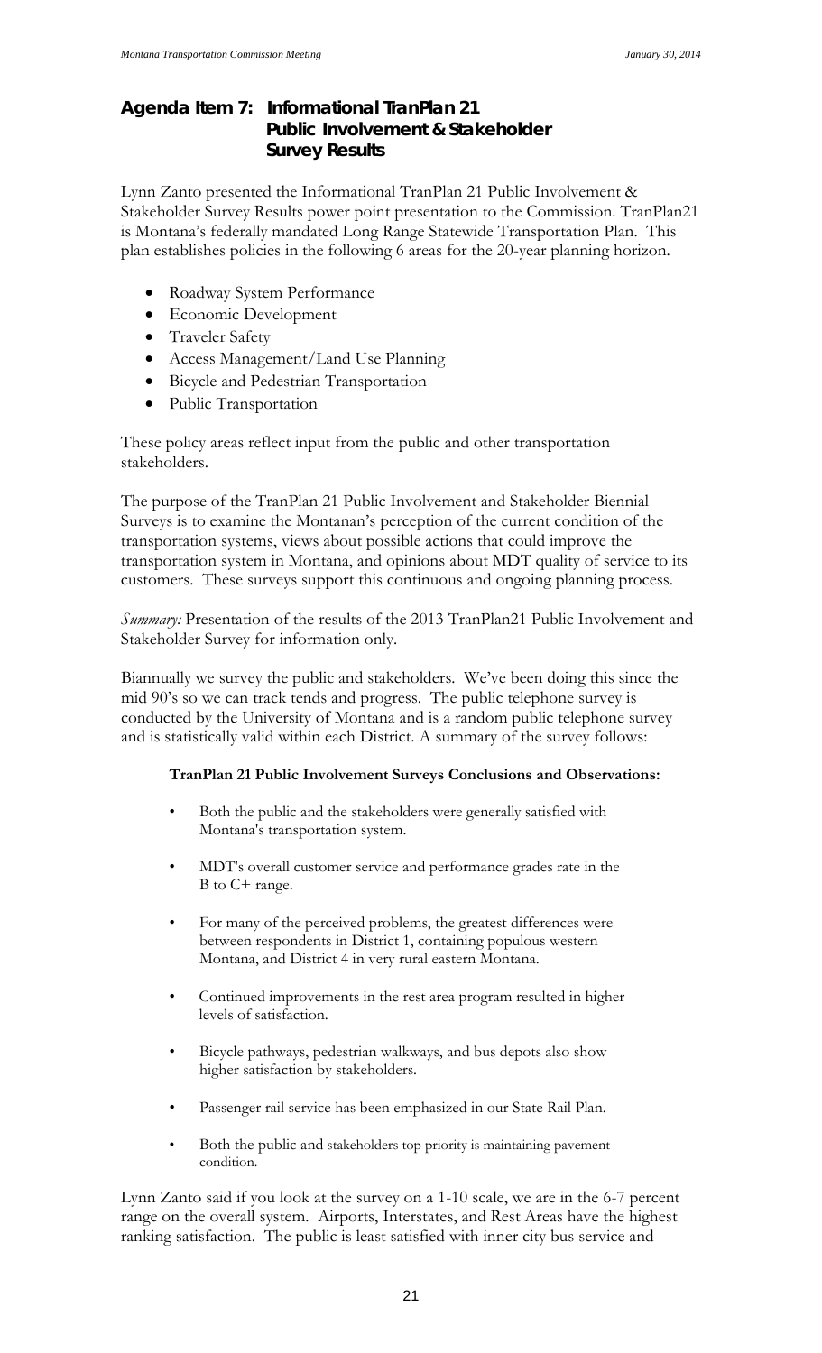## Agenda Item 7: Informational TranPlan 21 Public Involvement & Stakeholder Survey Results

Lynn Zanto presented the Informational TranPlan 21 Public Involvement & Stakeholder Survey Results power point presentation to the Commission. TranPlan21 is Montana's federally mandated Long Range Statewide Transportation Plan. This plan establishes policies in the following 6 areas for the 20-year planning horizon.

- Roadway System Performance
- Economic Development
- Traveler Safety
- Access Management/Land Use Planning
- Bicycle and Pedestrian Transportation
- Public Transportation

These policy areas reflect input from the public and other transportation stakeholders.

The purpose of the TranPlan 21 Public Involvement and Stakeholder Biennial Surveys is to examine the Montanan's perception of the current condition of the transportation systems, views about possible actions that could improve the transportation system in Montana, and opinions about MDT quality of service to its customers. These surveys support this continuous and ongoing planning process.

*Summary:* Presentation of the results of the 2013 TranPlan21 Public Involvement and Stakeholder Survey for information only.

Biannually we survey the public and stakeholders. We've been doing this since the mid 90's so we can track tends and progress. The public telephone survey is conducted by the University of Montana and is a random public telephone survey and is statistically valid within each District. A summary of the survey follows:

**TranPlan 21 Public Involvement Surveys Conclusions and Observations:**

- Both the public and the stakeholders were generally satisfied with Montana's transportation system.
- MDT's overall customer service and performance grades rate in the B to C+ range.
- For many of the perceived problems, the greatest differences were between respondents in District 1, containing populous western Montana, and District 4 in very rural eastern Montana.
- Continued improvements in the rest area program resulted in higher levels of satisfaction.
- Bicycle pathways, pedestrian walkways, and bus depots also show higher satisfaction by stakeholders.
- Passenger rail service has been emphasized in our State Rail Plan.
- Both the public and stakeholders top priority is maintaining pavement condition.

Lynn Zanto said if you look at the survey on a 1-10 scale, we are in the 6-7 percent range on the overall system. Airports, Interstates, and Rest Areas have the highest ranking satisfaction. The public is least satisfied with inner city bus service and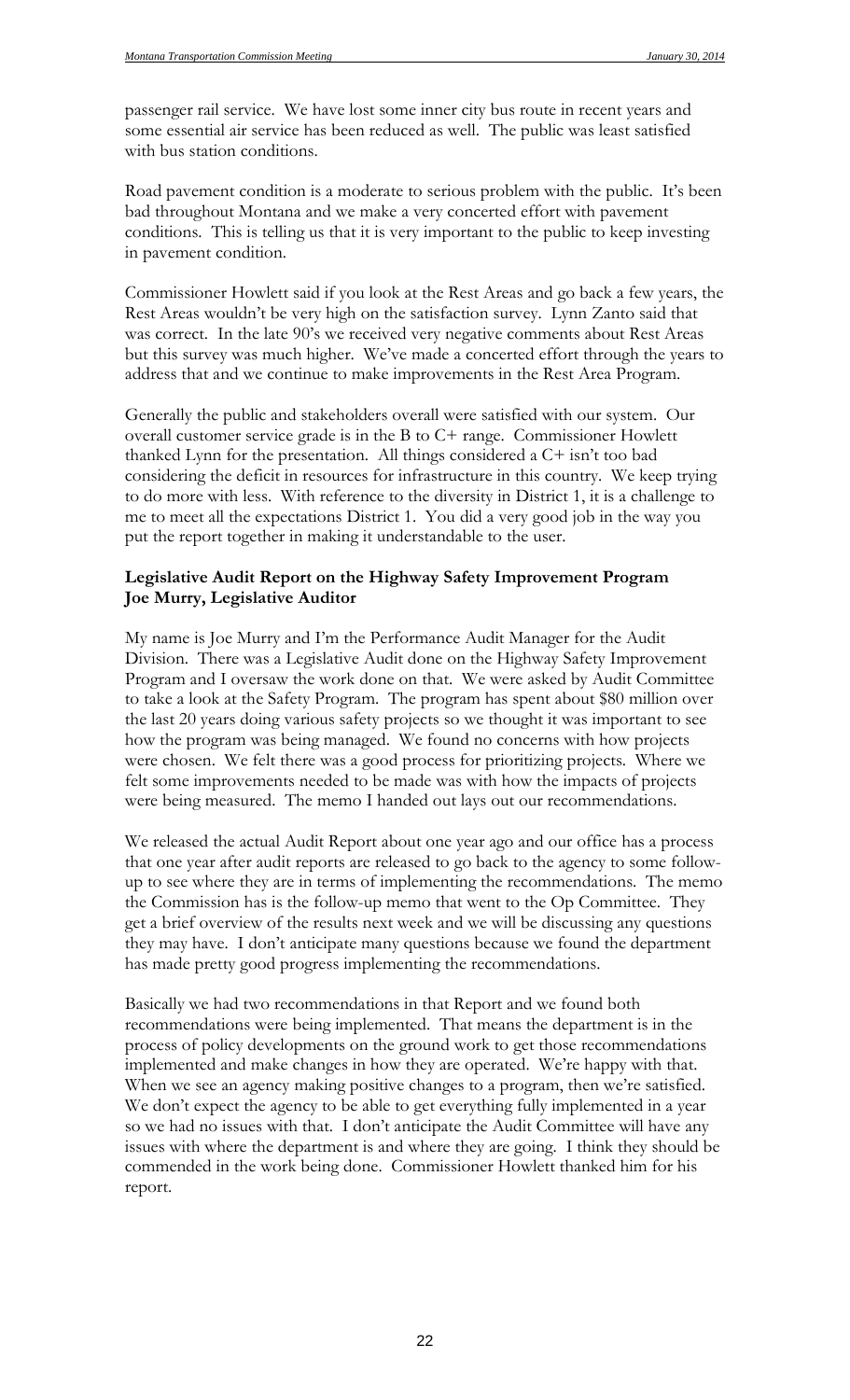passenger rail service. We have lost some inner city bus route in recent years and some essential air service has been reduced as well. The public was least satisfied with bus station conditions.

Road pavement condition is a moderate to serious problem with the public. It's been bad throughout Montana and we make a very concerted effort with pavement conditions. This is telling us that it is very important to the public to keep investing in pavement condition.

Commissioner Howlett said if you look at the Rest Areas and go back a few years, the Rest Areas wouldn't be very high on the satisfaction survey. Lynn Zanto said that was correct. In the late 90's we received very negative comments about Rest Areas but this survey was much higher. We've made a concerted effort through the years to address that and we continue to make improvements in the Rest Area Program.

Generally the public and stakeholders overall were satisfied with our system. Our overall customer service grade is in the B to C+ range. Commissioner Howlett thanked Lynn for the presentation. All things considered a C+ isn't too bad considering the deficit in resources for infrastructure in this country. We keep trying to do more with less. With reference to the diversity in District 1, it is a challenge to me to meet all the expectations District 1. You did a very good job in the way you put the report together in making it understandable to the user.

**Legislative Audit Report on the Highway Safety Improvement Program**
**Joe Murry, Legislative Auditor**

My name is Joe Murry and I'm the Performance Audit Manager for the Audit Division. There was a Legislative Audit done on the Highway Safety Improvement Program and I oversaw the work done on that. We were asked by Audit Committee to take a look at the Safety Program. The program has spent about $80 million over the last 20 years doing various safety projects so we thought it was important to see how the program was being managed. We found no concerns with how projects were chosen. We felt there was a good process for prioritizing projects. Where we felt some improvements needed to be made was with how the impacts of projects were being measured. The memo I handed out lays out our recommendations.

We released the actual Audit Report about one year ago and our office has a process that one year after audit reports are released to go back to the agency to some follow-up to see where they are in terms of implementing the recommendations. The memo the Commission has is the follow-up memo that went to the Op Committee. They get a brief overview of the results next week and we will be discussing any questions they may have. I don't anticipate many questions because we found the department has made pretty good progress implementing the recommendations.

Basically we had two recommendations in that Report and we found both recommendations were being implemented. That means the department is in the process of policy developments on the ground work to get those recommendations implemented and make changes in how they are operated. We're happy with that. When we see an agency making positive changes to a program, then we're satisfied. We don't expect the agency to be able to get everything fully implemented in a year so we had no issues with that. I don't anticipate the Audit Committee will have any issues with where the department is and where they are going. I think they should be commended in the work being done. Commissioner Howlett thanked him for his report.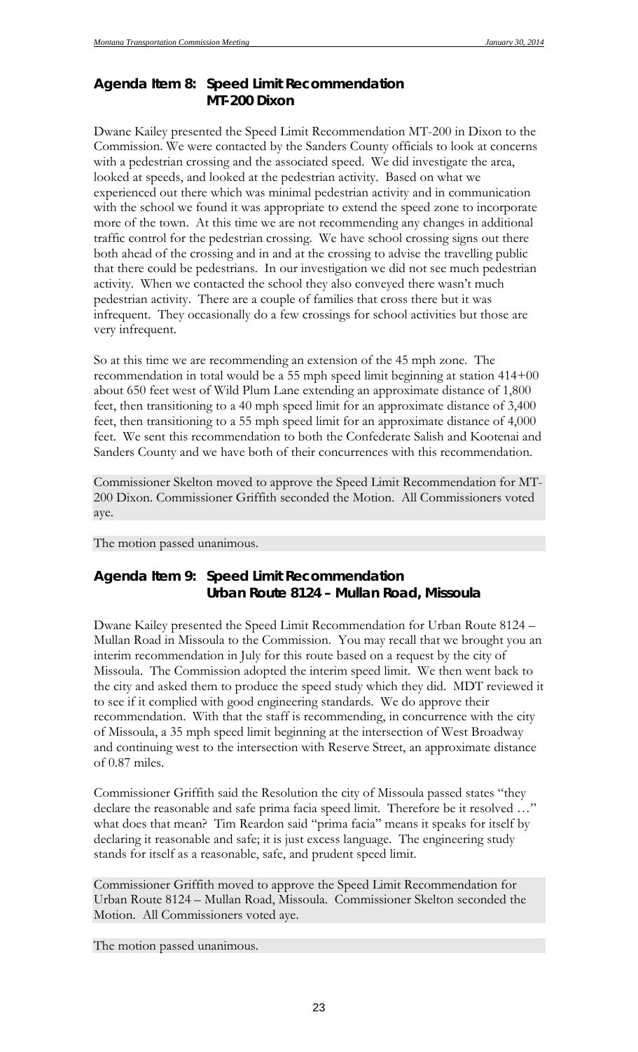## Agenda Item 8: Speed Limit Recommendation MT-200 Dixon

Dwane Kailey presented the Speed Limit Recommendation MT-200 in Dixon to the Commission. We were contacted by the Sanders County officials to look at concerns with a pedestrian crossing and the associated speed. We did investigate the area, looked at speeds, and looked at the pedestrian activity. Based on what we experienced out there which was minimal pedestrian activity and in communication with the school we found it was appropriate to extend the speed zone to incorporate more of the town. At this time we are not recommending any changes in additional traffic control for the pedestrian crossing. We have school crossing signs out there both ahead of the crossing and in and at the crossing to advise the travelling public that there could be pedestrians. In our investigation we did not see much pedestrian activity. When we contacted the school they also conveyed there wasn't much pedestrian activity. There are a couple of families that cross there but it was infrequent. They occasionally do a few crossings for school activities but those are very infrequent.

So at this time we are recommending an extension of the 45 mph zone. The recommendation in total would be a 55 mph speed limit beginning at station 414+00 about 650 feet west of Wild Plum Lane extending an approximate distance of 1,800 feet, then transitioning to a 40 mph speed limit for an approximate distance of 3,400 feet, then transitioning to a 55 mph speed limit for an approximate distance of 4,000 feet. We sent this recommendation to both the Confederate Salish and Kootenai and Sanders County and we have both of their concurrences with this recommendation.

Commissioner Skelton moved to approve the Speed Limit Recommendation for MT-200 Dixon. Commissioner Griffith seconded the Motion. All Commissioners voted aye.

The motion passed unanimous.

## Agenda Item 9: Speed Limit Recommendation Urban Route 8124 – Mullan Road, Missoula

Dwane Kailey presented the Speed Limit Recommendation for Urban Route 8124 – Mullan Road in Missoula to the Commission. You may recall that we brought you an interim recommendation in July for this route based on a request by the city of Missoula. The Commission adopted the interim speed limit. We then went back to the city and asked them to produce the speed study which they did. MDT reviewed it to see if it complied with good engineering standards. We do approve their recommendation. With that the staff is recommending, in concurrence with the city of Missoula, a 35 mph speed limit beginning at the intersection of West Broadway and continuing west to the intersection with Reserve Street, an approximate distance of 0.87 miles.

Commissioner Griffith said the Resolution the city of Missoula passed states "they declare the reasonable and safe prima facia speed limit. Therefore be it resolved …" what does that mean? Tim Reardon said "prima facia" means it speaks for itself by declaring it reasonable and safe; it is just excess language. The engineering study stands for itself as a reasonable, safe, and prudent speed limit.

Commissioner Griffith moved to approve the Speed Limit Recommendation for Urban Route 8124 – Mullan Road, Missoula. Commissioner Skelton seconded the Motion. All Commissioners voted aye.

The motion passed unanimous.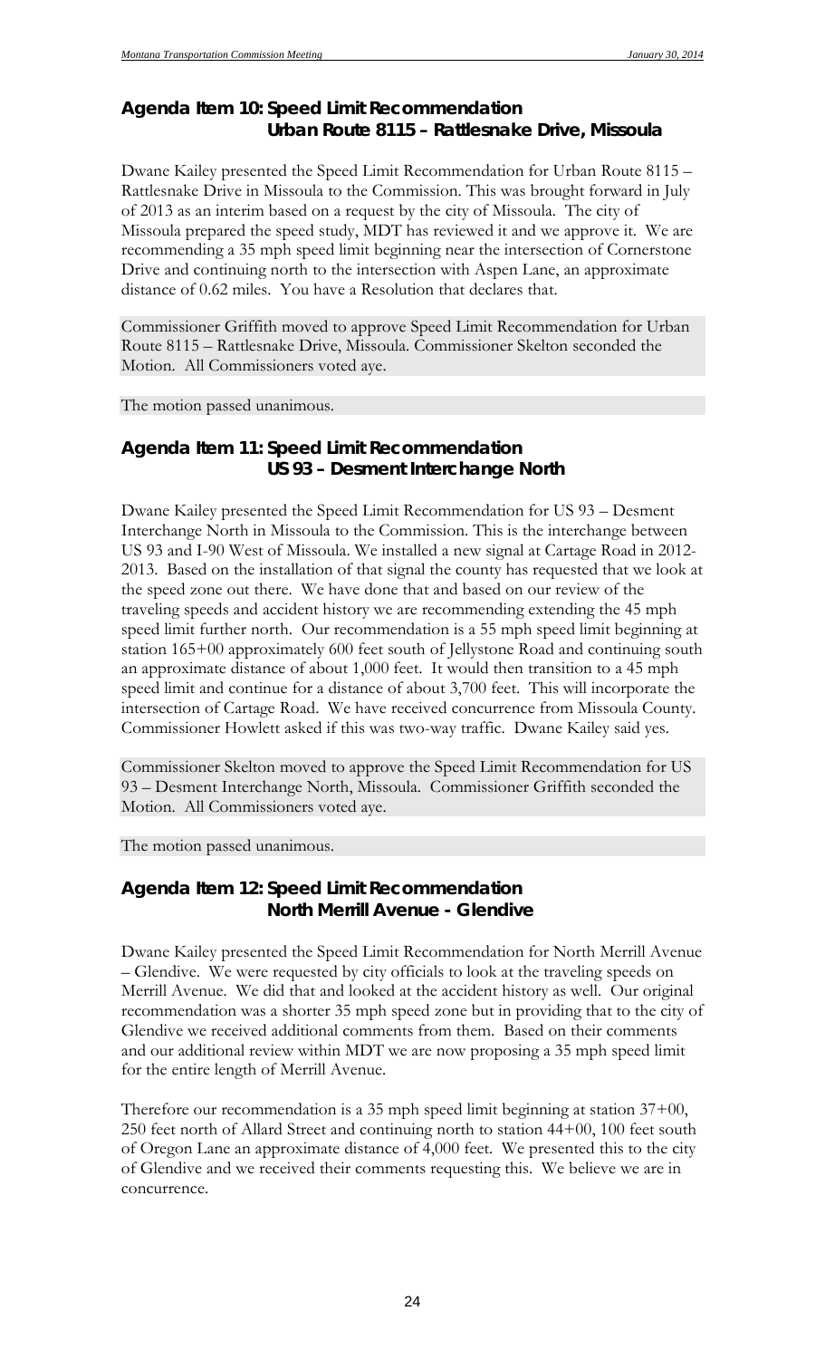## Agenda Item 10: Speed Limit Recommendation
### Urban Route 8115 – Rattlesnake Drive, Missoula

Dwane Kailey presented the Speed Limit Recommendation for Urban Route 8115 – Rattlesnake Drive in Missoula to the Commission. This was brought forward in July of 2013 as an interim based on a request by the city of Missoula. The city of Missoula prepared the speed study, MDT has reviewed it and we approve it. We are recommending a 35 mph speed limit beginning near the intersection of Cornerstone Drive and continuing north to the intersection with Aspen Lane, an approximate distance of 0.62 miles. You have a Resolution that declares that.

Commissioner Griffith moved to approve Speed Limit Recommendation for Urban Route 8115 – Rattlesnake Drive, Missoula. Commissioner Skelton seconded the Motion. All Commissioners voted aye.

The motion passed unanimous.

## Agenda Item 11: Speed Limit Recommendation
### US 93 – Desment Interchange North

Dwane Kailey presented the Speed Limit Recommendation for US 93 – Desment Interchange North in Missoula to the Commission. This is the interchange between US 93 and I-90 West of Missoula. We installed a new signal at Cartage Road in 2012-2013. Based on the installation of that signal the county has requested that we look at the speed zone out there. We have done that and based on our review of the traveling speeds and accident history we are recommending extending the 45 mph speed limit further north. Our recommendation is a 55 mph speed limit beginning at station 165+00 approximately 600 feet south of Jellystone Road and continuing south an approximate distance of about 1,000 feet. It would then transition to a 45 mph speed limit and continue for a distance of about 3,700 feet. This will incorporate the intersection of Cartage Road. We have received concurrence from Missoula County. Commissioner Howlett asked if this was two-way traffic. Dwane Kailey said yes.

Commissioner Skelton moved to approve the Speed Limit Recommendation for US 93 – Desment Interchange North, Missoula. Commissioner Griffith seconded the Motion. All Commissioners voted aye.

The motion passed unanimous.

## Agenda Item 12: Speed Limit Recommendation
### North Merrill Avenue - Glendive

Dwane Kailey presented the Speed Limit Recommendation for North Merrill Avenue – Glendive. We were requested by city officials to look at the traveling speeds on Merrill Avenue. We did that and looked at the accident history as well. Our original recommendation was a shorter 35 mph speed zone but in providing that to the city of Glendive we received additional comments from them. Based on their comments and our additional review within MDT we are now proposing a 35 mph speed limit for the entire length of Merrill Avenue.

Therefore our recommendation is a 35 mph speed limit beginning at station 37+00, 250 feet north of Allard Street and continuing north to station 44+00, 100 feet south of Oregon Lane an approximate distance of 4,000 feet. We presented this to the city of Glendive and we received their comments requesting this. We believe we are in concurrence.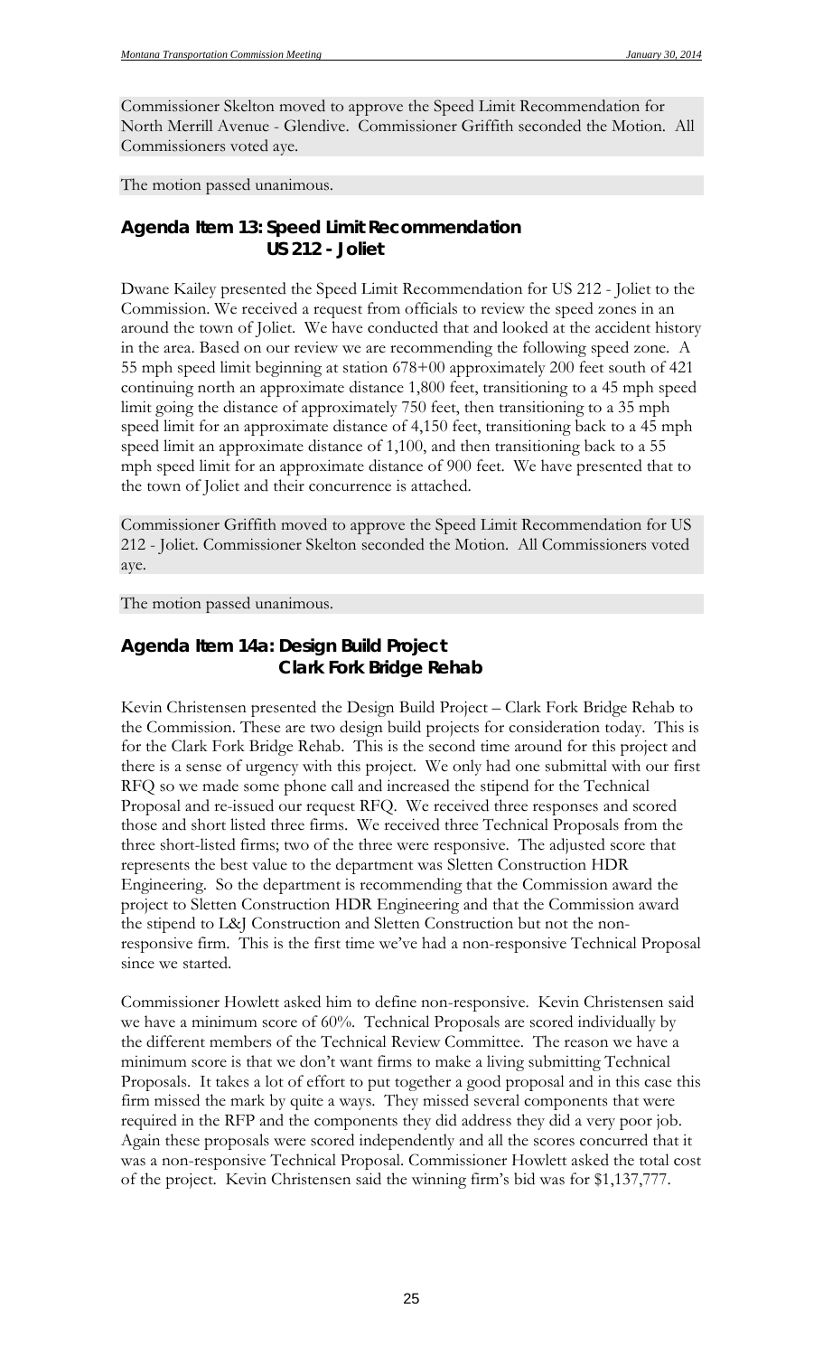Commissioner Skelton moved to approve the Speed Limit Recommendation for North Merrill Avenue - Glendive. Commissioner Griffith seconded the Motion. All Commissioners voted aye.

The motion passed unanimous.

## Agenda Item 13: Speed Limit Recommendation US 212 - Joliet

Dwane Kailey presented the Speed Limit Recommendation for US 212 - Joliet to the Commission. We received a request from officials to review the speed zones in an around the town of Joliet. We have conducted that and looked at the accident history in the area. Based on our review we are recommending the following speed zone. A 55 mph speed limit beginning at station 678+00 approximately 200 feet south of 421 continuing north an approximate distance 1,800 feet, transitioning to a 45 mph speed limit going the distance of approximately 750 feet, then transitioning to a 35 mph speed limit for an approximate distance of 4,150 feet, transitioning back to a 45 mph speed limit an approximate distance of 1,100, and then transitioning back to a 55 mph speed limit for an approximate distance of 900 feet. We have presented that to the town of Joliet and their concurrence is attached.

Commissioner Griffith moved to approve the Speed Limit Recommendation for US 212 - Joliet. Commissioner Skelton seconded the Motion. All Commissioners voted aye.

The motion passed unanimous.

## Agenda Item 14a: Design Build Project Clark Fork Bridge Rehab

Kevin Christensen presented the Design Build Project – Clark Fork Bridge Rehab to the Commission. These are two design build projects for consideration today. This is for the Clark Fork Bridge Rehab. This is the second time around for this project and there is a sense of urgency with this project. We only had one submittal with our first RFQ so we made some phone call and increased the stipend for the Technical Proposal and re-issued our request RFQ. We received three responses and scored those and short listed three firms. We received three Technical Proposals from the three short-listed firms; two of the three were responsive. The adjusted score that represents the best value to the department was Sletten Construction HDR Engineering. So the department is recommending that the Commission award the project to Sletten Construction HDR Engineering and that the Commission award the stipend to L&J Construction and Sletten Construction but not the non-responsive firm. This is the first time we've had a non-responsive Technical Proposal since we started.

Commissioner Howlett asked him to define non-responsive. Kevin Christensen said we have a minimum score of 60%. Technical Proposals are scored individually by the different members of the Technical Review Committee. The reason we have a minimum score is that we don't want firms to make a living submitting Technical Proposals. It takes a lot of effort to put together a good proposal and in this case this firm missed the mark by quite a ways. They missed several components that were required in the RFP and the components they did address they did a very poor job. Again these proposals were scored independently and all the scores concurred that it was a non-responsive Technical Proposal. Commissioner Howlett asked the total cost of the project. Kevin Christensen said the winning firm's bid was for $1,137,777.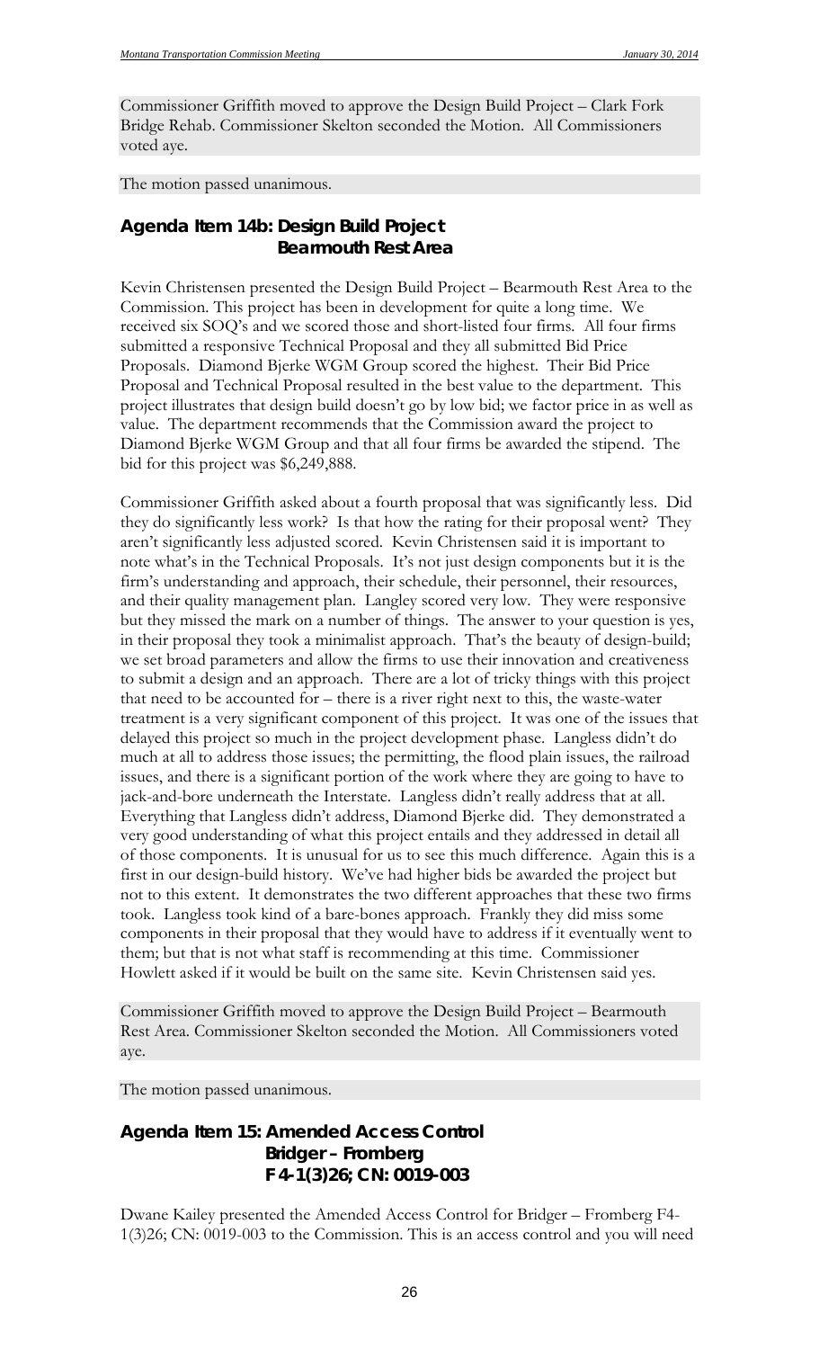Commissioner Griffith moved to approve the Design Build Project – Clark Fork Bridge Rehab. Commissioner Skelton seconded the Motion. All Commissioners voted aye.

The motion passed unanimous.

## Agenda Item 14b: Design Build Project Bearmouth Rest Area

Kevin Christensen presented the Design Build Project – Bearmouth Rest Area to the Commission. This project has been in development for quite a long time. We received six SOQ's and we scored those and short-listed four firms. All four firms submitted a responsive Technical Proposal and they all submitted Bid Price Proposals. Diamond Bjerke WGM Group scored the highest. Their Bid Price Proposal and Technical Proposal resulted in the best value to the department. This project illustrates that design build doesn't go by low bid; we factor price in as well as value. The department recommends that the Commission award the project to Diamond Bjerke WGM Group and that all four firms be awarded the stipend. The bid for this project was $6,249,888.

Commissioner Griffith asked about a fourth proposal that was significantly less. Did they do significantly less work? Is that how the rating for their proposal went? They aren't significantly less adjusted scored. Kevin Christensen said it is important to note what's in the Technical Proposals. It's not just design components but it is the firm's understanding and approach, their schedule, their personnel, their resources, and their quality management plan. Langley scored very low. They were responsive but they missed the mark on a number of things. The answer to your question is yes, in their proposal they took a minimalist approach. That's the beauty of design-build; we set broad parameters and allow the firms to use their innovation and creativeness to submit a design and an approach. There are a lot of tricky things with this project that need to be accounted for – there is a river right next to this, the waste-water treatment is a very significant component of this project. It was one of the issues that delayed this project so much in the project development phase. Langless didn't do much at all to address those issues; the permitting, the flood plain issues, the railroad issues, and there is a significant portion of the work where they are going to have to jack-and-bore underneath the Interstate. Langless didn't really address that at all. Everything that Langless didn't address, Diamond Bjerke did. They demonstrated a very good understanding of what this project entails and they addressed in detail all of those components. It is unusual for us to see this much difference. Again this is a first in our design-build history. We've had higher bids be awarded the project but not to this extent. It demonstrates the two different approaches that these two firms took. Langless took kind of a bare-bones approach. Frankly they did miss some components in their proposal that they would have to address if it eventually went to them; but that is not what staff is recommending at this time. Commissioner Howlett asked if it would be built on the same site. Kevin Christensen said yes.

Commissioner Griffith moved to approve the Design Build Project – Bearmouth Rest Area. Commissioner Skelton seconded the Motion. All Commissioners voted aye.

The motion passed unanimous.

## Agenda Item 15: Amended Access Control Bridger – Fromberg F4-1(3)26; CN: 0019-003

Dwane Kailey presented the Amended Access Control for Bridger – Fromberg F4-1(3)26; CN: 0019-003 to the Commission. This is an access control and you will need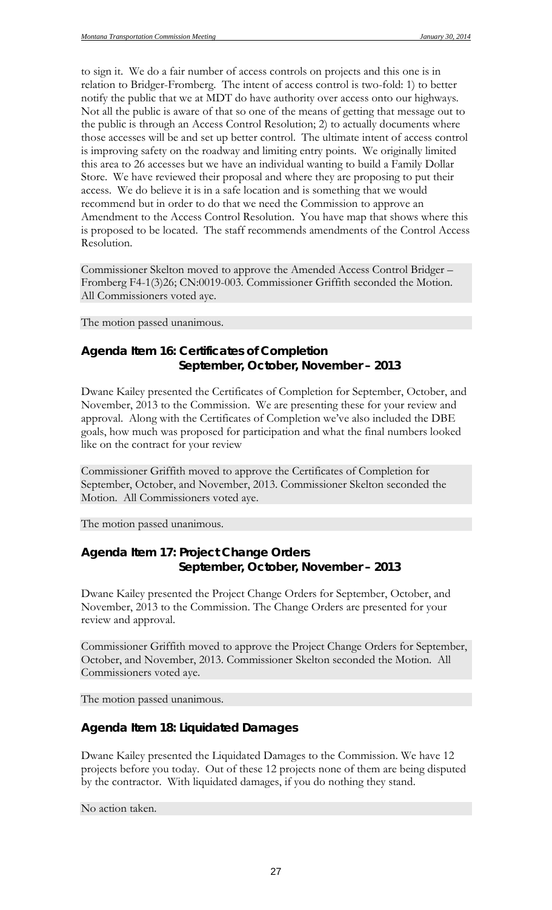to sign it. We do a fair number of access controls on projects and this one is in relation to Bridger-Fromberg. The intent of access control is two-fold: 1) to better notify the public that we at MDT do have authority over access onto our highways. Not all the public is aware of that so one of the means of getting that message out to the public is through an Access Control Resolution; 2) to actually documents where those accesses will be and set up better control. The ultimate intent of access control is improving safety on the roadway and limiting entry points. We originally limited this area to 26 accesses but we have an individual wanting to build a Family Dollar Store. We have reviewed their proposal and where they are proposing to put their access. We do believe it is in a safe location and is something that we would recommend but in order to do that we need the Commission to approve an Amendment to the Access Control Resolution. You have map that shows where this is proposed to be located. The staff recommends amendments of the Control Access Resolution.

Commissioner Skelton moved to approve the Amended Access Control Bridger – Fromberg F4-1(3)26; CN:0019-003. Commissioner Griffith seconded the Motion. All Commissioners voted aye.

The motion passed unanimous.

## Agenda Item 16: Certificates of Completion September, October, November – 2013

Dwane Kailey presented the Certificates of Completion for September, October, and November, 2013 to the Commission. We are presenting these for your review and approval. Along with the Certificates of Completion we've also included the DBE goals, how much was proposed for participation and what the final numbers looked like on the contract for your review

Commissioner Griffith moved to approve the Certificates of Completion for September, October, and November, 2013. Commissioner Skelton seconded the Motion. All Commissioners voted aye.

The motion passed unanimous.

## Agenda Item 17: Project Change Orders September, October, November – 2013

Dwane Kailey presented the Project Change Orders for September, October, and November, 2013 to the Commission. The Change Orders are presented for your review and approval.

Commissioner Griffith moved to approve the Project Change Orders for September, October, and November, 2013. Commissioner Skelton seconded the Motion. All Commissioners voted aye.

The motion passed unanimous.

## Agenda Item 18: Liquidated Damages

Dwane Kailey presented the Liquidated Damages to the Commission. We have 12 projects before you today. Out of these 12 projects none of them are being disputed by the contractor. With liquidated damages, if you do nothing they stand.

No action taken.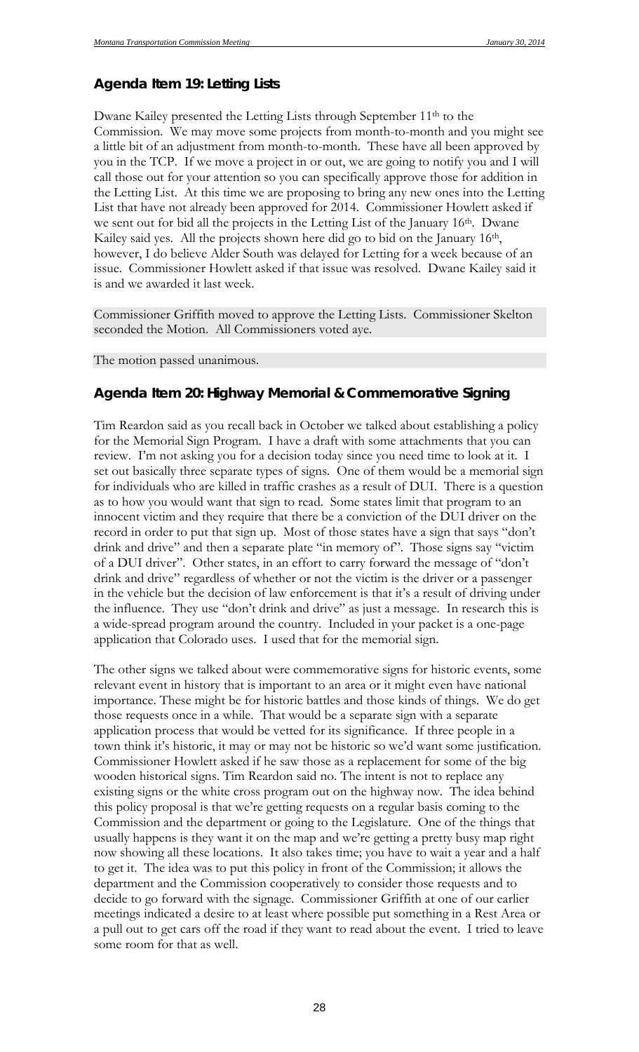## Agenda Item 19: Letting Lists

Dwane Kailey presented the Letting Lists through September 11th to the Commission. We may move some projects from month-to-month and you might see a little bit of an adjustment from month-to-month. These have all been approved by you in the TCP. If we move a project in or out, we are going to notify you and I will call those out for your attention so you can specifically approve those for addition in the Letting List. At this time we are proposing to bring any new ones into the Letting List that have not already been approved for 2014. Commissioner Howlett asked if we sent out for bid all the projects in the Letting List of the January 16th. Dwane Kailey said yes. All the projects shown here did go to bid on the January 16th, however, I do believe Alder South was delayed for Letting for a week because of an issue. Commissioner Howlett asked if that issue was resolved. Dwane Kailey said it is and we awarded it last week.

Commissioner Griffith moved to approve the Letting Lists. Commissioner Skelton seconded the Motion. All Commissioners voted aye.

The motion passed unanimous.

## Agenda Item 20: Highway Memorial & Commemorative Signing

Tim Reardon said as you recall back in October we talked about establishing a policy for the Memorial Sign Program. I have a draft with some attachments that you can review. I'm not asking you for a decision today since you need time to look at it. I set out basically three separate types of signs. One of them would be a memorial sign for individuals who are killed in traffic crashes as a result of DUI. There is a question as to how you would want that sign to read. Some states limit that program to an innocent victim and they require that there be a conviction of the DUI driver on the record in order to put that sign up. Most of those states have a sign that says "don't drink and drive" and then a separate plate "in memory of". Those signs say "victim of a DUI driver". Other states, in an effort to carry forward the message of "don't drink and drive" regardless of whether or not the victim is the driver or a passenger in the vehicle but the decision of law enforcement is that it's a result of driving under the influence. They use "don't drink and drive" as just a message. In research this is a wide-spread program around the country. Included in your packet is a one-page application that Colorado uses. I used that for the memorial sign.

The other signs we talked about were commemorative signs for historic events, some relevant event in history that is important to an area or it might even have national importance. These might be for historic battles and those kinds of things. We do get those requests once in a while. That would be a separate sign with a separate application process that would be vetted for its significance. If three people in a town think it's historic, it may or may not be historic so we'd want some justification. Commissioner Howlett asked if he saw those as a replacement for some of the big wooden historical signs. Tim Reardon said no. The intent is not to replace any existing signs or the white cross program out on the highway now. The idea behind this policy proposal is that we're getting requests on a regular basis coming to the Commission and the department or going to the Legislature. One of the things that usually happens is they want it on the map and we're getting a pretty busy map right now showing all these locations. It also takes time; you have to wait a year and a half to get it. The idea was to put this policy in front of the Commission; it allows the department and the Commission cooperatively to consider those requests and to decide to go forward with the signage. Commissioner Griffith at one of our earlier meetings indicated a desire to at least where possible put something in a Rest Area or a pull out to get cars off the road if they want to read about the event. I tried to leave some room for that as well.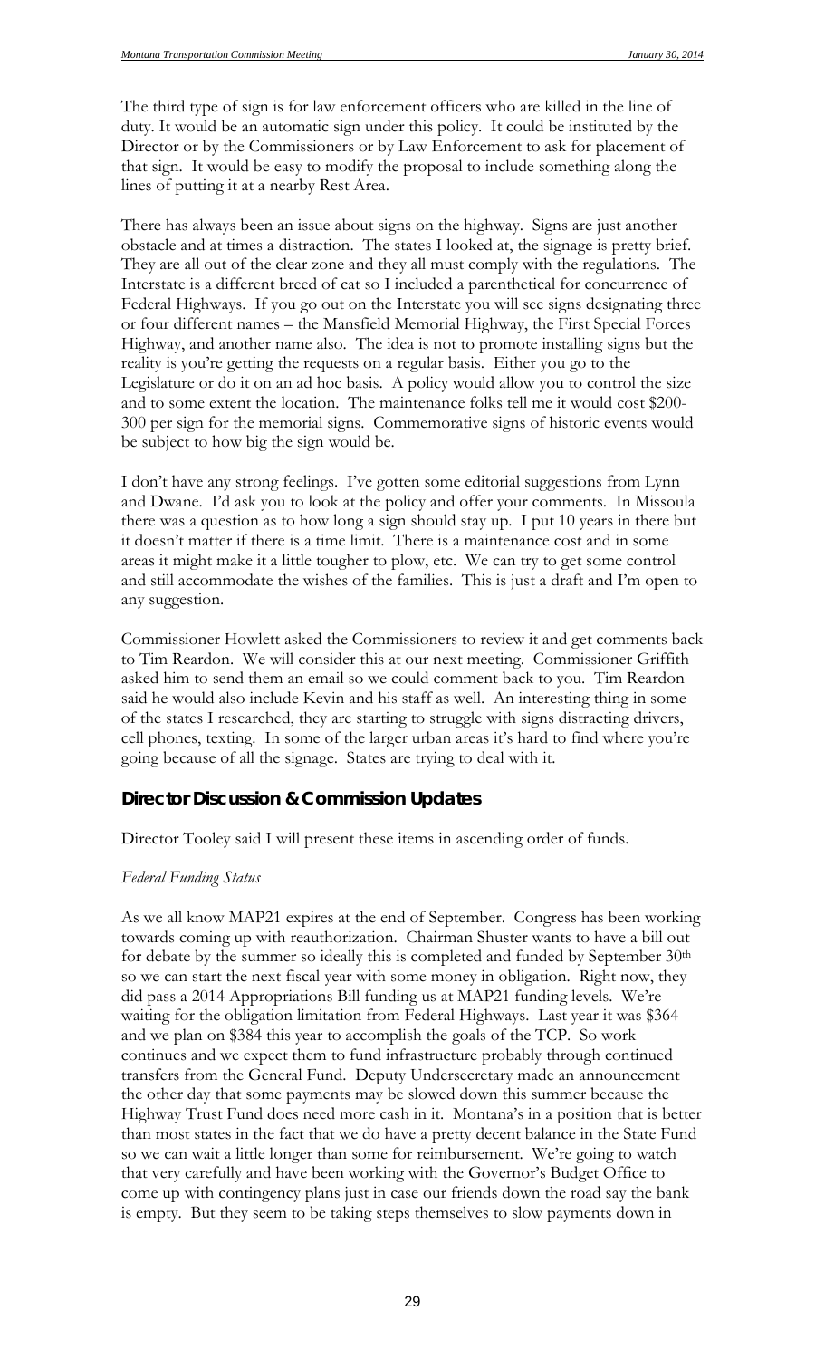The third type of sign is for law enforcement officers who are killed in the line of duty. It would be an automatic sign under this policy. It could be instituted by the Director or by the Commissioners or by Law Enforcement to ask for placement of that sign. It would be easy to modify the proposal to include something along the lines of putting it at a nearby Rest Area.

There has always been an issue about signs on the highway. Signs are just another obstacle and at times a distraction. The states I looked at, the signage is pretty brief. They are all out of the clear zone and they all must comply with the regulations. The Interstate is a different breed of cat so I included a parenthetical for concurrence of Federal Highways. If you go out on the Interstate you will see signs designating three or four different names – the Mansfield Memorial Highway, the First Special Forces Highway, and another name also. The idea is not to promote installing signs but the reality is you're getting the requests on a regular basis. Either you go to the Legislature or do it on an ad hoc basis. A policy would allow you to control the size and to some extent the location. The maintenance folks tell me it would cost $200-300 per sign for the memorial signs. Commemorative signs of historic events would be subject to how big the sign would be.

I don't have any strong feelings. I've gotten some editorial suggestions from Lynn and Dwane. I'd ask you to look at the policy and offer your comments. In Missoula there was a question as to how long a sign should stay up. I put 10 years in there but it doesn't matter if there is a time limit. There is a maintenance cost and in some areas it might make it a little tougher to plow, etc. We can try to get some control and still accommodate the wishes of the families. This is just a draft and I'm open to any suggestion.

Commissioner Howlett asked the Commissioners to review it and get comments back to Tim Reardon. We will consider this at our next meeting. Commissioner Griffith asked him to send them an email so we could comment back to you. Tim Reardon said he would also include Kevin and his staff as well. An interesting thing in some of the states I researched, they are starting to struggle with signs distracting drivers, cell phones, texting. In some of the larger urban areas it's hard to find where you're going because of all the signage. States are trying to deal with it.

## Director Discussion & Commission Updates

Director Tooley said I will present these items in ascending order of funds.

*Federal Funding Status*

As we all know MAP21 expires at the end of September. Congress has been working towards coming up with reauthorization. Chairman Shuster wants to have a bill out for debate by the summer so ideally this is completed and funded by September 30th so we can start the next fiscal year with some money in obligation. Right now, they did pass a 2014 Appropriations Bill funding us at MAP21 funding levels. We're waiting for the obligation limitation from Federal Highways. Last year it was $364 and we plan on $384 this year to accomplish the goals of the TCP. So work continues and we expect them to fund infrastructure probably through continued transfers from the General Fund. Deputy Undersecretary made an announcement the other day that some payments may be slowed down this summer because the Highway Trust Fund does need more cash in it. Montana's in a position that is better than most states in the fact that we do have a pretty decent balance in the State Fund so we can wait a little longer than some for reimbursement. We're going to watch that very carefully and have been working with the Governor's Budget Office to come up with contingency plans just in case our friends down the road say the bank is empty. But they seem to be taking steps themselves to slow payments down in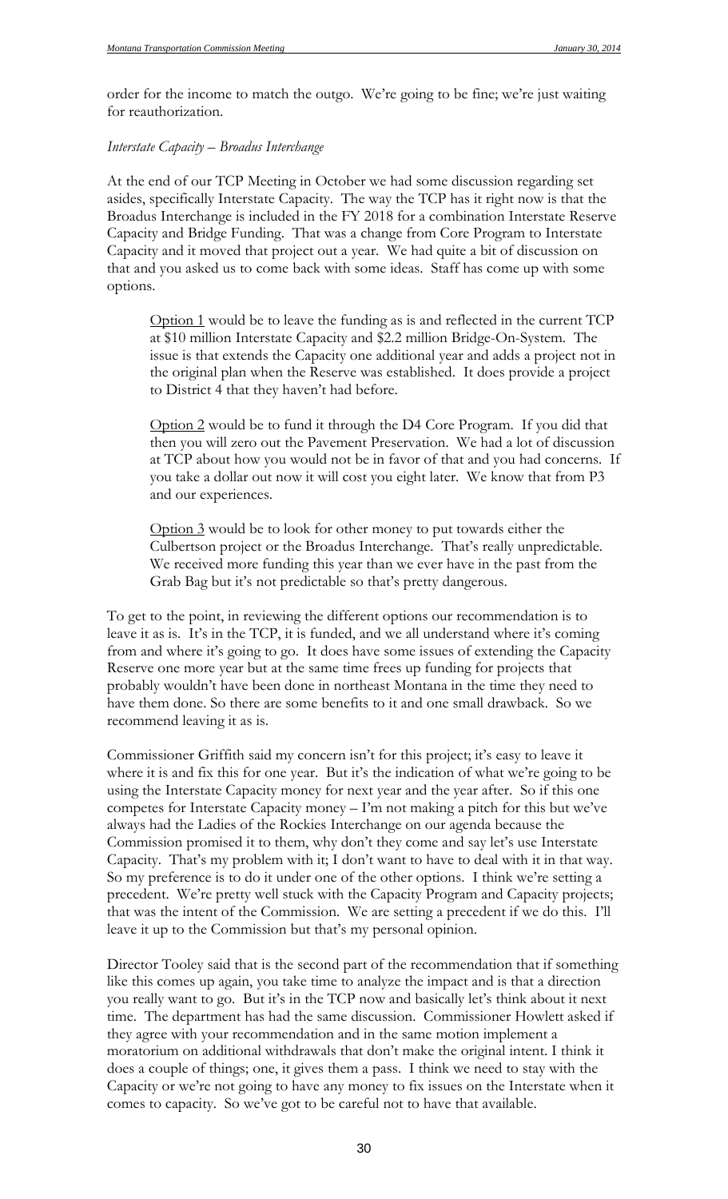order for the income to match the outgo. We're going to be fine; we're just waiting for reauthorization.

*Interstate Capacity – Broadus Interchange*

At the end of our TCP Meeting in October we had some discussion regarding set asides, specifically Interstate Capacity. The way the TCP has it right now is that the Broadus Interchange is included in the FY 2018 for a combination Interstate Reserve Capacity and Bridge Funding. That was a change from Core Program to Interstate Capacity and it moved that project out a year. We had quite a bit of discussion on that and you asked us to come back with some ideas. Staff has come up with some options.

> <u>Option 1</u> would be to leave the funding as is and reflected in the current TCP at $10 million Interstate Capacity and $2.2 million Bridge-On-System. The issue is that extends the Capacity one additional year and adds a project not in the original plan when the Reserve was established. It does provide a project to District 4 that they haven't had before.
>
> <u>Option 2</u> would be to fund it through the D4 Core Program. If you did that then you will zero out the Pavement Preservation. We had a lot of discussion at TCP about how you would not be in favor of that and you had concerns. If you take a dollar out now it will cost you eight later. We know that from P3 and our experiences.
>
> <u>Option 3</u> would be to look for other money to put towards either the Culbertson project or the Broadus Interchange. That's really unpredictable. We received more funding this year than we ever have in the past from the Grab Bag but it's not predictable so that's pretty dangerous.

To get to the point, in reviewing the different options our recommendation is to leave it as is. It's in the TCP, it is funded, and we all understand where it's coming from and where it's going to go. It does have some issues of extending the Capacity Reserve one more year but at the same time frees up funding for projects that probably wouldn't have been done in northeast Montana in the time they need to have them done. So there are some benefits to it and one small drawback. So we recommend leaving it as is.

Commissioner Griffith said my concern isn't for this project; it's easy to leave it where it is and fix this for one year. But it's the indication of what we're going to be using the Interstate Capacity money for next year and the year after. So if this one competes for Interstate Capacity money – I'm not making a pitch for this but we've always had the Ladies of the Rockies Interchange on our agenda because the Commission promised it to them, why don't they come and say let's use Interstate Capacity. That's my problem with it; I don't want to have to deal with it in that way. So my preference is to do it under one of the other options. I think we're setting a precedent. We're pretty well stuck with the Capacity Program and Capacity projects; that was the intent of the Commission. We are setting a precedent if we do this. I'll leave it up to the Commission but that's my personal opinion.

Director Tooley said that is the second part of the recommendation that if something like this comes up again, you take time to analyze the impact and is that a direction you really want to go. But it's in the TCP now and basically let's think about it next time. The department has had the same discussion. Commissioner Howlett asked if they agree with your recommendation and in the same motion implement a moratorium on additional withdrawals that don't make the original intent. I think it does a couple of things; one, it gives them a pass. I think we need to stay with the Capacity or we're not going to have any money to fix issues on the Interstate when it comes to capacity. So we've got to be careful not to have that available.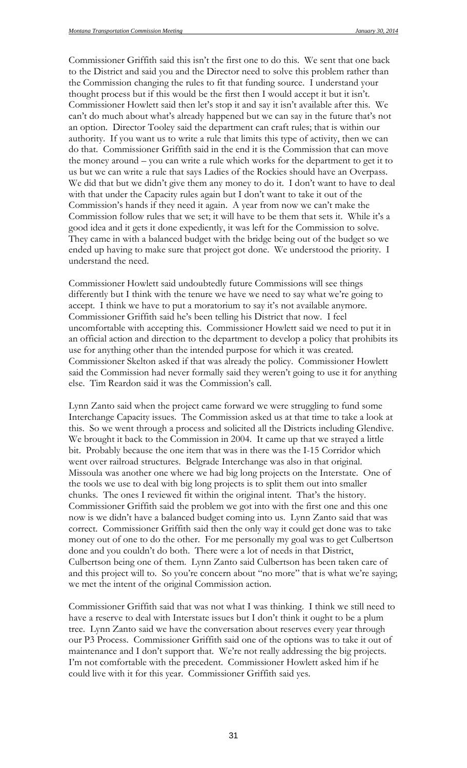Commissioner Griffith said this isn't the first one to do this. We sent that one back to the District and said you and the Director need to solve this problem rather than the Commission changing the rules to fit that funding source. I understand your thought process but if this would be the first then I would accept it but it isn't. Commissioner Howlett said then let's stop it and say it isn't available after this. We can't do much about what's already happened but we can say in the future that's not an option. Director Tooley said the department can craft rules; that is within our authority. If you want us to write a rule that limits this type of activity, then we can do that. Commissioner Griffith said in the end it is the Commission that can move the money around – you can write a rule which works for the department to get it to us but we can write a rule that says Ladies of the Rockies should have an Overpass. We did that but we didn't give them any money to do it. I don't want to have to deal with that under the Capacity rules again but I don't want to take it out of the Commission's hands if they need it again. A year from now we can't make the Commission follow rules that we set; it will have to be them that sets it. While it's a good idea and it gets it done expediently, it was left for the Commission to solve. They came in with a balanced budget with the bridge being out of the budget so we ended up having to make sure that project got done. We understood the priority. I understand the need.

Commissioner Howlett said undoubtedly future Commissions will see things differently but I think with the tenure we have we need to say what we're going to accept. I think we have to put a moratorium to say it's not available anymore. Commissioner Griffith said he's been telling his District that now. I feel uncomfortable with accepting this. Commissioner Howlett said we need to put it in an official action and direction to the department to develop a policy that prohibits its use for anything other than the intended purpose for which it was created. Commissioner Skelton asked if that was already the policy. Commissioner Howlett said the Commission had never formally said they weren't going to use it for anything else. Tim Reardon said it was the Commission's call.

Lynn Zanto said when the project came forward we were struggling to fund some Interchange Capacity issues. The Commission asked us at that time to take a look at this. So we went through a process and solicited all the Districts including Glendive. We brought it back to the Commission in 2004. It came up that we strayed a little bit. Probably because the one item that was in there was the I-15 Corridor which went over railroad structures. Belgrade Interchange was also in that original. Missoula was another one where we had big long projects on the Interstate. One of the tools we use to deal with big long projects is to split them out into smaller chunks. The ones I reviewed fit within the original intent. That's the history. Commissioner Griffith said the problem we got into with the first one and this one now is we didn't have a balanced budget coming into us. Lynn Zanto said that was correct. Commissioner Griffith said then the only way it could get done was to take money out of one to do the other. For me personally my goal was to get Culbertson done and you couldn't do both. There were a lot of needs in that District, Culbertson being one of them. Lynn Zanto said Culbertson has been taken care of and this project will to. So you're concern about "no more" that is what we're saying; we met the intent of the original Commission action.

Commissioner Griffith said that was not what I was thinking. I think we still need to have a reserve to deal with Interstate issues but I don't think it ought to be a plum tree. Lynn Zanto said we have the conversation about reserves every year through our P3 Process. Commissioner Griffith said one of the options was to take it out of maintenance and I don't support that. We're not really addressing the big projects. I'm not comfortable with the precedent. Commissioner Howlett asked him if he could live with it for this year. Commissioner Griffith said yes.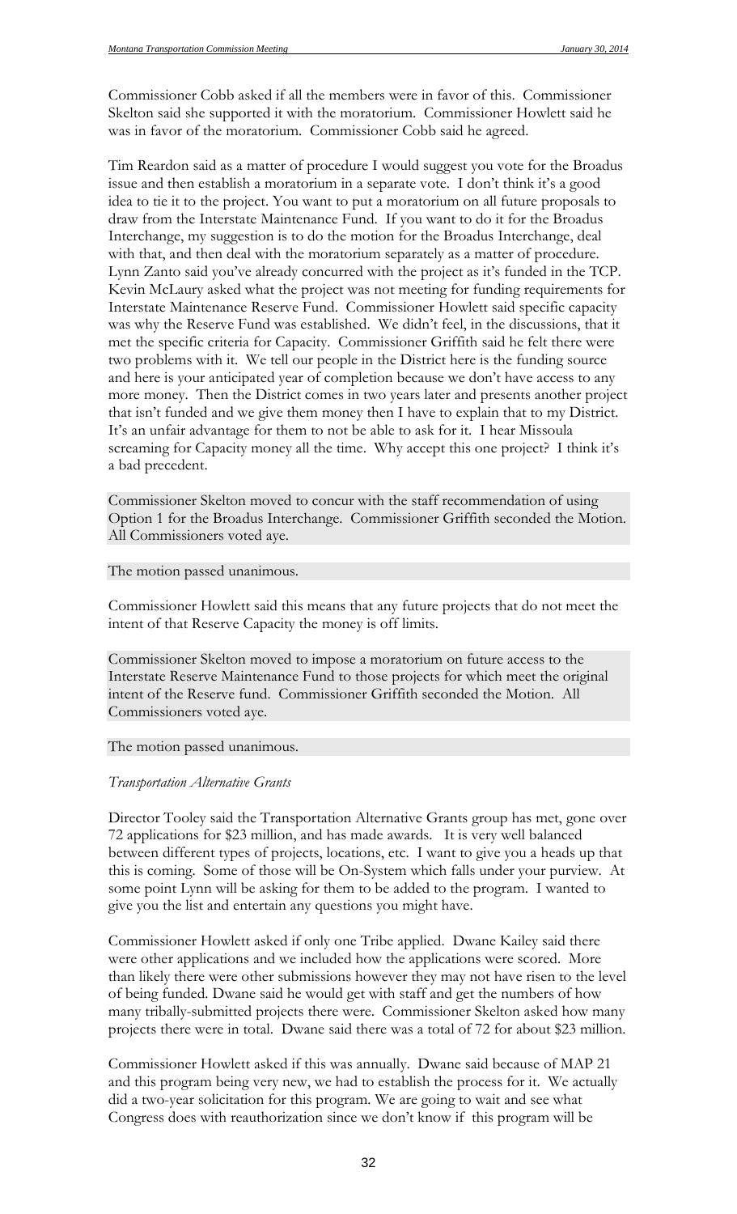Commissioner Cobb asked if all the members were in favor of this. Commissioner Skelton said she supported it with the moratorium. Commissioner Howlett said he was in favor of the moratorium. Commissioner Cobb said he agreed.

Tim Reardon said as a matter of procedure I would suggest you vote for the Broadus issue and then establish a moratorium in a separate vote. I don't think it's a good idea to tie it to the project. You want to put a moratorium on all future proposals to draw from the Interstate Maintenance Fund. If you want to do it for the Broadus Interchange, my suggestion is to do the motion for the Broadus Interchange, deal with that, and then deal with the moratorium separately as a matter of procedure. Lynn Zanto said you've already concurred with the project as it's funded in the TCP. Kevin McLaury asked what the project was not meeting for funding requirements for Interstate Maintenance Reserve Fund. Commissioner Howlett said specific capacity was why the Reserve Fund was established. We didn't feel, in the discussions, that it met the specific criteria for Capacity. Commissioner Griffith said he felt there were two problems with it. We tell our people in the District here is the funding source and here is your anticipated year of completion because we don't have access to any more money. Then the District comes in two years later and presents another project that isn't funded and we give them money then I have to explain that to my District. It's an unfair advantage for them to not be able to ask for it. I hear Missoula screaming for Capacity money all the time. Why accept this one project? I think it's a bad precedent.

Commissioner Skelton moved to concur with the staff recommendation of using Option 1 for the Broadus Interchange. Commissioner Griffith seconded the Motion. All Commissioners voted aye.

The motion passed unanimous.

Commissioner Howlett said this means that any future projects that do not meet the intent of that Reserve Capacity the money is off limits.

Commissioner Skelton moved to impose a moratorium on future access to the Interstate Reserve Maintenance Fund to those projects for which meet the original intent of the Reserve fund. Commissioner Griffith seconded the Motion. All Commissioners voted aye.

The motion passed unanimous.

*Transportation Alternative Grants*

Director Tooley said the Transportation Alternative Grants group has met, gone over 72 applications for $23 million, and has made awards. It is very well balanced between different types of projects, locations, etc. I want to give you a heads up that this is coming. Some of those will be On-System which falls under your purview. At some point Lynn will be asking for them to be added to the program. I wanted to give you the list and entertain any questions you might have.

Commissioner Howlett asked if only one Tribe applied. Dwane Kailey said there were other applications and we included how the applications were scored. More than likely there were other submissions however they may not have risen to the level of being funded. Dwane said he would get with staff and get the numbers of how many tribally-submitted projects there were. Commissioner Skelton asked how many projects there were in total. Dwane said there was a total of 72 for about $23 million.

Commissioner Howlett asked if this was annually. Dwane said because of MAP 21 and this program being very new, we had to establish the process for it. We actually did a two-year solicitation for this program. We are going to wait and see what Congress does with reauthorization since we don't know if this program will be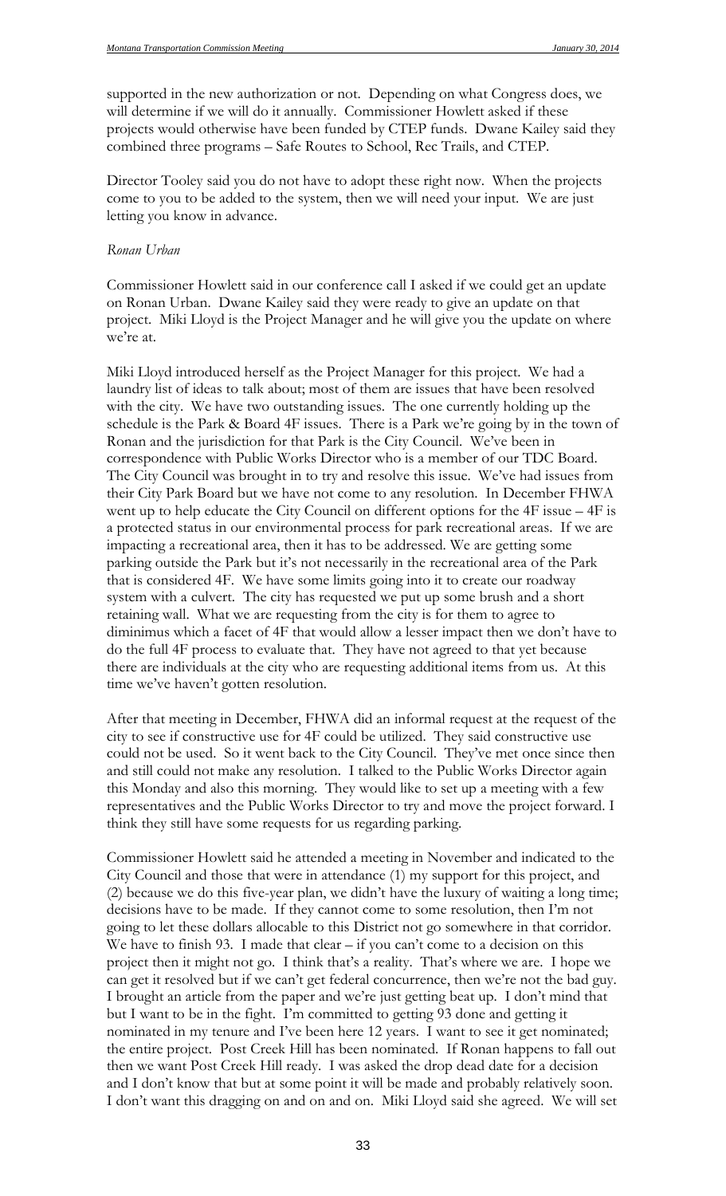supported in the new authorization or not. Depending on what Congress does, we will determine if we will do it annually. Commissioner Howlett asked if these projects would otherwise have been funded by CTEP funds. Dwane Kailey said they combined three programs – Safe Routes to School, Rec Trails, and CTEP.

Director Tooley said you do not have to adopt these right now. When the projects come to you to be added to the system, then we will need your input. We are just letting you know in advance.

*Ronan Urban*

Commissioner Howlett said in our conference call I asked if we could get an update on Ronan Urban. Dwane Kailey said they were ready to give an update on that project. Miki Lloyd is the Project Manager and he will give you the update on where we're at.

Miki Lloyd introduced herself as the Project Manager for this project. We had a laundry list of ideas to talk about; most of them are issues that have been resolved with the city. We have two outstanding issues. The one currently holding up the schedule is the Park & Board 4F issues. There is a Park we're going by in the town of Ronan and the jurisdiction for that Park is the City Council. We've been in correspondence with Public Works Director who is a member of our TDC Board. The City Council was brought in to try and resolve this issue. We've had issues from their City Park Board but we have not come to any resolution. In December FHWA went up to help educate the City Council on different options for the 4F issue – 4F is a protected status in our environmental process for park recreational areas. If we are impacting a recreational area, then it has to be addressed. We are getting some parking outside the Park but it's not necessarily in the recreational area of the Park that is considered 4F. We have some limits going into it to create our roadway system with a culvert. The city has requested we put up some brush and a short retaining wall. What we are requesting from the city is for them to agree to diminimus which a facet of 4F that would allow a lesser impact then we don't have to do the full 4F process to evaluate that. They have not agreed to that yet because there are individuals at the city who are requesting additional items from us. At this time we've haven't gotten resolution.

After that meeting in December, FHWA did an informal request at the request of the city to see if constructive use for 4F could be utilized. They said constructive use could not be used. So it went back to the City Council. They've met once since then and still could not make any resolution. I talked to the Public Works Director again this Monday and also this morning. They would like to set up a meeting with a few representatives and the Public Works Director to try and move the project forward. I think they still have some requests for us regarding parking.

Commissioner Howlett said he attended a meeting in November and indicated to the City Council and those that were in attendance (1) my support for this project, and (2) because we do this five-year plan, we didn't have the luxury of waiting a long time; decisions have to be made. If they cannot come to some resolution, then I'm not going to let these dollars allocable to this District not go somewhere in that corridor. We have to finish 93. I made that clear – if you can't come to a decision on this project then it might not go. I think that's a reality. That's where we are. I hope we can get it resolved but if we can't get federal concurrence, then we're not the bad guy. I brought an article from the paper and we're just getting beat up. I don't mind that but I want to be in the fight. I'm committed to getting 93 done and getting it nominated in my tenure and I've been here 12 years. I want to see it get nominated; the entire project. Post Creek Hill has been nominated. If Ronan happens to fall out then we want Post Creek Hill ready. I was asked the drop dead date for a decision and I don't know that but at some point it will be made and probably relatively soon. I don't want this dragging on and on and on. Miki Lloyd said she agreed. We will set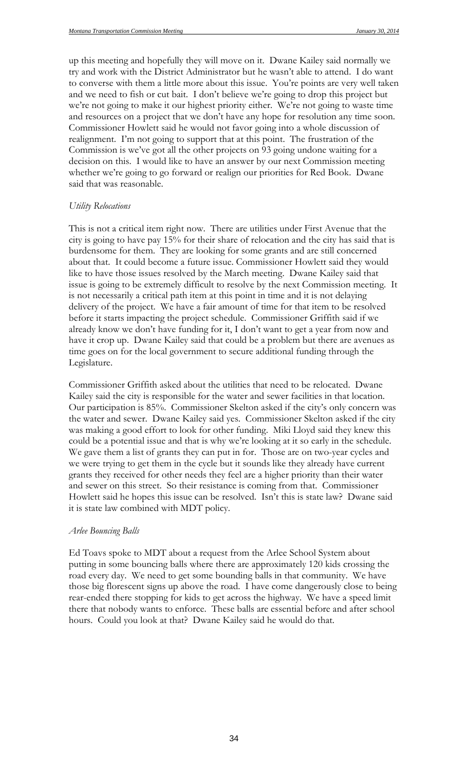up this meeting and hopefully they will move on it. Dwane Kailey said normally we try and work with the District Administrator but he wasn't able to attend. I do want to converse with them a little more about this issue. You're points are very well taken and we need to fish or cut bait. I don't believe we're going to drop this project but we're not going to make it our highest priority either. We're not going to waste time and resources on a project that we don't have any hope for resolution any time soon. Commissioner Howlett said he would not favor going into a whole discussion of realignment. I'm not going to support that at this point. The frustration of the Commission is we've got all the other projects on 93 going undone waiting for a decision on this. I would like to have an answer by our next Commission meeting whether we're going to go forward or realign our priorities for Red Book. Dwane said that was reasonable.

*Utility Relocations*

This is not a critical item right now. There are utilities under First Avenue that the city is going to have pay 15% for their share of relocation and the city has said that is burdensome for them. They are looking for some grants and are still concerned about that. It could become a future issue. Commissioner Howlett said they would like to have those issues resolved by the March meeting. Dwane Kailey said that issue is going to be extremely difficult to resolve by the next Commission meeting. It is not necessarily a critical path item at this point in time and it is not delaying delivery of the project. We have a fair amount of time for that item to be resolved before it starts impacting the project schedule. Commissioner Griffith said if we already know we don't have funding for it, I don't want to get a year from now and have it crop up. Dwane Kailey said that could be a problem but there are avenues as time goes on for the local government to secure additional funding through the Legislature.

Commissioner Griffith asked about the utilities that need to be relocated. Dwane Kailey said the city is responsible for the water and sewer facilities in that location. Our participation is 85%. Commissioner Skelton asked if the city's only concern was the water and sewer. Dwane Kailey said yes. Commissioner Skelton asked if the city was making a good effort to look for other funding. Miki Lloyd said they knew this could be a potential issue and that is why we're looking at it so early in the schedule. We gave them a list of grants they can put in for. Those are on two-year cycles and we were trying to get them in the cycle but it sounds like they already have current grants they received for other needs they feel are a higher priority than their water and sewer on this street. So their resistance is coming from that. Commissioner Howlett said he hopes this issue can be resolved. Isn't this is state law? Dwane said it is state law combined with MDT policy.

*Arlee Bouncing Balls*

Ed Toavs spoke to MDT about a request from the Arlee School System about putting in some bouncing balls where there are approximately 120 kids crossing the road every day. We need to get some bounding balls in that community. We have those big florescent signs up above the road. I have come dangerously close to being rear-ended there stopping for kids to get across the highway. We have a speed limit there that nobody wants to enforce. These balls are essential before and after school hours. Could you look at that? Dwane Kailey said he would do that.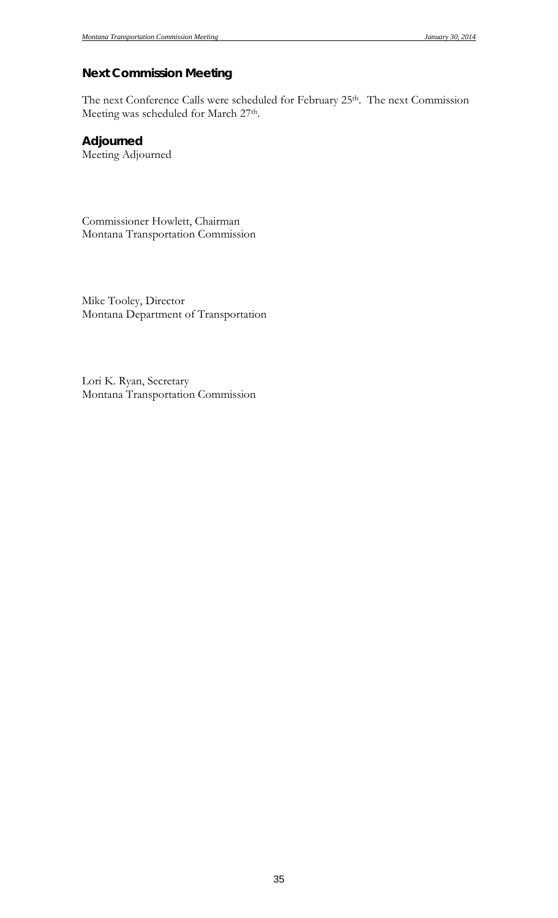## Next Commission Meeting

The next Conference Calls were scheduled for February 25th. The next Commission Meeting was scheduled for March 27th.

## Adjourned

Meeting Adjourned

Commissioner Howlett, Chairman
Montana Transportation Commission

Mike Tooley, Director
Montana Department of Transportation

Lori K. Ryan, Secretary
Montana Transportation Commission